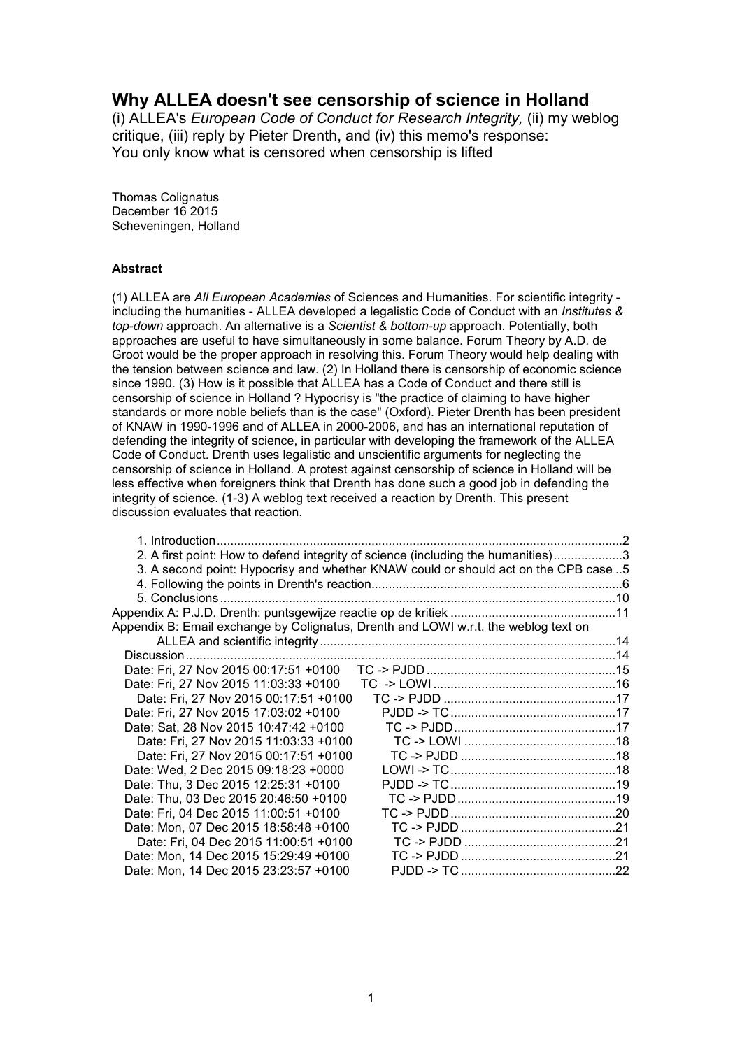# Why ALLEA doesn't see censorship of science in Holland

(i) ALLEA's *European Code of Conduct for Research Integrity,* (ii) my weblog critique, (iii) reply by Pieter Drenth, and (iv) this memo's response:
You only know what is censored when censorship is lifted

Thomas Colignatus
December 16 2015
Scheveningen, Holland

**Abstract**

(1) ALLEA are *All European Academies* of Sciences and Humanities. For scientific integrity - including the humanities - ALLEA developed a legalistic Code of Conduct with an *Institutes & top-down* approach. An alternative is a *Scientist & bottom-up* approach. Potentially, both approaches are useful to have simultaneously in some balance. Forum Theory by A.D. de Groot would be the proper approach in resolving this. Forum Theory would help dealing with the tension between science and law. (2) In Holland there is censorship of economic science since 1990. (3) How is it possible that ALLEA has a Code of Conduct and there still is censorship of science in Holland ? Hypocrisy is "the practice of claiming to have higher standards or more noble beliefs than is the case" (Oxford). Pieter Drenth has been president of KNAW in 1990-1996 and of ALLEA in 2000-2006, and has an international reputation of defending the integrity of science, in particular with developing the framework of the ALLEA Code of Conduct. Drenth uses legalistic and unscientific arguments for neglecting the censorship of science in Holland. A protest against censorship of science in Holland will be less effective when foreigners think that Drenth has done such a good job in defending the integrity of science. (1-3) A weblog text received a reaction by Drenth. This present discussion evaluates that reaction.

- 1. Introduction ....... 2
- 2. A first point: How to defend integrity of science (including the humanities) ....... 3
- 3. A second point: Hypocrisy and whether KNAW could or should act on the CPB case ....... 5
- 4. Following the points in Drenth's reaction ....... 6
- 5. Conclusions ....... 10
- Appendix A: P.J.D. Drenth: puntsgewijze reactie op de kritiek ....... 11
- Appendix B: Email exchange by Colignatus, Drenth and LOWI w.r.t. the weblog text on ALLEA and scientific integrity ....... 14
  - Discussion ....... 14
  - Date: Fri, 27 Nov 2015 00:17:51 +0100 TC -> PJDD ....... 15
  - Date: Fri, 27 Nov 2015 11:03:33 +0100 TC -> LOWI ....... 16
    - Date: Fri, 27 Nov 2015 00:17:51 +0100 TC -> PJDD ....... 17
  - Date: Fri, 27 Nov 2015 17:03:02 +0100 PJDD -> TC ....... 17
  - Date: Sat, 28 Nov 2015 10:47:42 +0100 TC -> PJDD ....... 17
    - Date: Fri, 27 Nov 2015 11:03:33 +0100 TC -> LOWI ....... 18
    - Date: Fri, 27 Nov 2015 00:17:51 +0100 TC -> PJDD ....... 18
  - Date: Wed, 2 Dec 2015 09:18:23 +0000 LOWI -> TC ....... 18
  - Date: Thu, 3 Dec 2015 12:25:31 +0100 PJDD -> TC ....... 19
  - Date: Thu, 03 Dec 2015 20:46:50 +0100 TC -> PJDD ....... 19
  - Date: Fri, 04 Dec 2015 11:00:51 +0100 TC -> PJDD ....... 20
  - Date: Mon, 07 Dec 2015 18:58:48 +0100 TC -> PJDD ....... 21
    - Date: Fri, 04 Dec 2015 11:00:51 +0100 TC -> PJDD ....... 21
  - Date: Mon, 14 Dec 2015 15:29:49 +0100 TC -> PJDD ....... 21
  - Date: Mon, 14 Dec 2015 23:23:57 +0100 PJDD -> TC ....... 22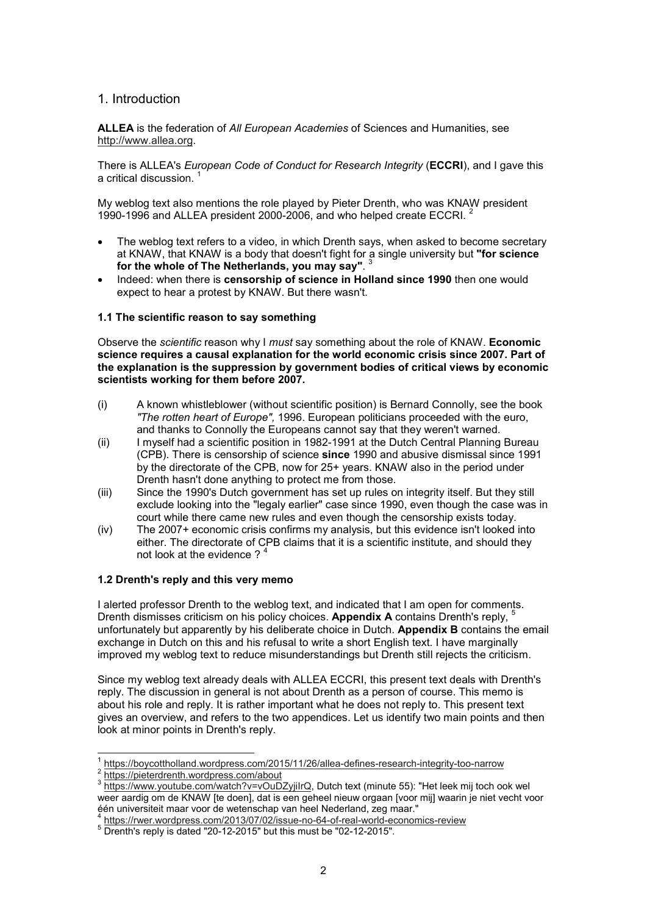## 1. Introduction

**ALLEA** is the federation of *All European Academies* of Sciences and Humanities, see http://www.allea.org.

There is ALLEA's *European Code of Conduct for Research Integrity* (**ECCRI**), and I gave this a critical discussion. [1]

My weblog text also mentions the role played by Pieter Drenth, who was KNAW president 1990-1996 and ALLEA president 2000-2006, and who helped create ECCRI. [2]

- The weblog text refers to a video, in which Drenth says, when asked to become secretary at KNAW, that KNAW is a body that doesn't fight for a single university but **"for science for the whole of The Netherlands, you may say"**. [3]
- Indeed: when there is **censorship of science in Holland since 1990** then one would expect to hear a protest by KNAW. But there wasn't.

### 1.1 The scientific reason to say something

Observe the *scientific* reason why I *must* say something about the role of KNAW. **Economic science requires a causal explanation for the world economic crisis since 2007. Part of the explanation is the suppression by government bodies of critical views by economic scientists working for them before 2007.**

(i) A known whistleblower (without scientific position) is Bernard Connolly, see the book *"The rotten heart of Europe",* 1996. European politicians proceeded with the euro, and thanks to Connolly the Europeans cannot say that they weren't warned.

(ii) I myself had a scientific position in 1982-1991 at the Dutch Central Planning Bureau (CPB). There is censorship of science **since** 1990 and abusive dismissal since 1991 by the directorate of the CPB, now for 25+ years. KNAW also in the period under Drenth hasn't done anything to protect me from those.

(iii) Since the 1990's Dutch government has set up rules on integrity itself. But they still exclude looking into the "legaly earlier" case since 1990, even though the case was in court while there came new rules and even though the censorship exists today.

(iv) The 2007+ economic crisis confirms my analysis, but this evidence isn't looked into either. The directorate of CPB claims that it is a scientific institute, and should they not look at the evidence ? [4]

### 1.2 Drenth's reply and this very memo

I alerted professor Drenth to the weblog text, and indicated that I am open for comments. Drenth dismisses criticism on his policy choices. **Appendix A** contains Drenth's reply, [5] unfortunately but apparently by his deliberate choice in Dutch. **Appendix B** contains the email exchange in Dutch on this and his refusal to write a short English text. I have marginally improved my weblog text to reduce misunderstandings but Drenth still rejects the criticism.

Since my weblog text already deals with ALLEA ECCRI, this present text deals with Drenth's reply. The discussion in general is not about Drenth as a person of course. This memo is about his role and reply. It is rather important what he does not reply to. This present text gives an overview, and refers to the two appendices. Let us identify two main points and then look at minor points in Drenth's reply.

---

[1] https://boycottholland.wordpress.com/2015/11/26/allea-defines-research-integrity-too-narrow

[2] https://pieterdrenth.wordpress.com/about

[3] https://www.youtube.com/watch?v=vOuDZyjiIrQ, Dutch text (minute 55): "Het leek mij toch ook wel weer aardig om de KNAW [te doen], dat is een geheel nieuw orgaan [voor mij] waarin je niet vecht voor één universiteit maar voor de wetenschap van heel Nederland, zeg maar."

[4] https://rwer.wordpress.com/2013/07/02/issue-no-64-of-real-world-economics-review

[5] Drenth's reply is dated "20-12-2015" but this must be "02-12-2015".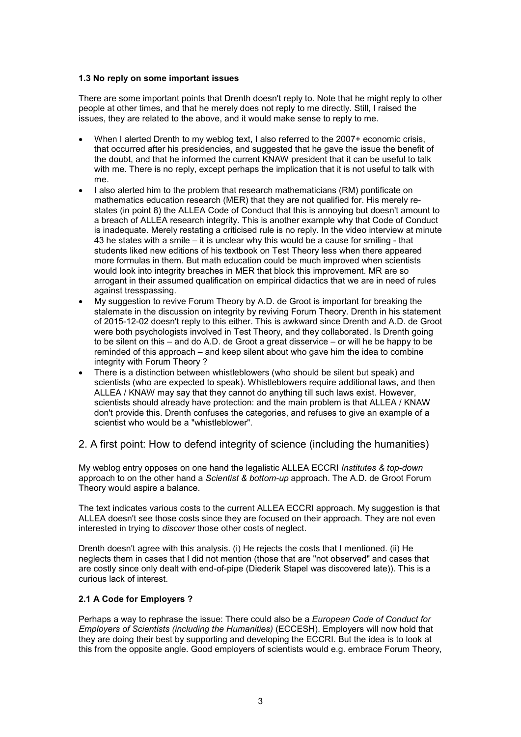### 1.3 No reply on some important issues

There are some important points that Drenth doesn't reply to. Note that he might reply to other people at other times, and that he merely does not reply to me directly. Still, I raised the issues, they are related to the above, and it would make sense to reply to me.

- When I alerted Drenth to my weblog text, I also referred to the 2007+ economic crisis, that occurred after his presidencies, and suggested that he gave the issue the benefit of the doubt, and that he informed the current KNAW president that it can be useful to talk with me. There is no reply, except perhaps the implication that it is not useful to talk with me.
- I also alerted him to the problem that research mathematicians (RM) pontificate on mathematics education research (MER) that they are not qualified for. His merely re-states (in point 8) the ALLEA Code of Conduct that this is annoying but doesn't amount to a breach of ALLEA research integrity. This is another example why that Code of Conduct is inadequate. Merely restating a criticised rule is no reply. In the video interview at minute 43 he states with a smile – it is unclear why this would be a cause for smiling - that students liked new editions of his textbook on Test Theory less when there appeared more formulas in them. But math education could be much improved when scientists would look into integrity breaches in MER that block this improvement. MR are so arrogant in their assumed qualification on empirical didactics that we are in need of rules against tresspassing.
- My suggestion to revive Forum Theory by A.D. de Groot is important for breaking the stalemate in the discussion on integrity by reviving Forum Theory. Drenth in his statement of 2015-12-02 doesn't reply to this either. This is awkward since Drenth and A.D. de Groot were both psychologists involved in Test Theory, and they collaborated. Is Drenth going to be silent on this – and do A.D. de Groot a great disservice – or will he be happy to be reminded of this approach – and keep silent about who gave him the idea to combine integrity with Forum Theory ?
- There is a distinction between whistleblowers (who should be silent but speak) and scientists (who are expected to speak). Whistleblowers require additional laws, and then ALLEA / KNAW may say that they cannot do anything till such laws exist. However, scientists should already have protection: and the main problem is that ALLEA / KNAW don't provide this. Drenth confuses the categories, and refuses to give an example of a scientist who would be a "whistleblower".

## 2. A first point: How to defend integrity of science (including the humanities)

My weblog entry opposes on one hand the legalistic ALLEA ECCRI *Institutes & top-down* approach to on the other hand a *Scientist & bottom-up* approach. The A.D. de Groot Forum Theory would aspire a balance.

The text indicates various costs to the current ALLEA ECCRI approach. My suggestion is that ALLEA doesn't see those costs since they are focused on their approach. They are not even interested in trying to *discover* those other costs of neglect.

Drenth doesn't agree with this analysis. (i) He rejects the costs that I mentioned. (ii) He neglects them in cases that I did not mention (those that are "not observed" and cases that are costly since only dealt with end-of-pipe (Diederik Stapel was discovered late)). This is a curious lack of interest.

### 2.1 A Code for Employers ?

Perhaps a way to rephrase the issue: There could also be a *European Code of Conduct for Employers of Scientists (including the Humanities)* (ECCESH). Employers will now hold that they are doing their best by supporting and developing the ECCRI. But the idea is to look at this from the opposite angle. Good employers of scientists would e.g. embrace Forum Theory,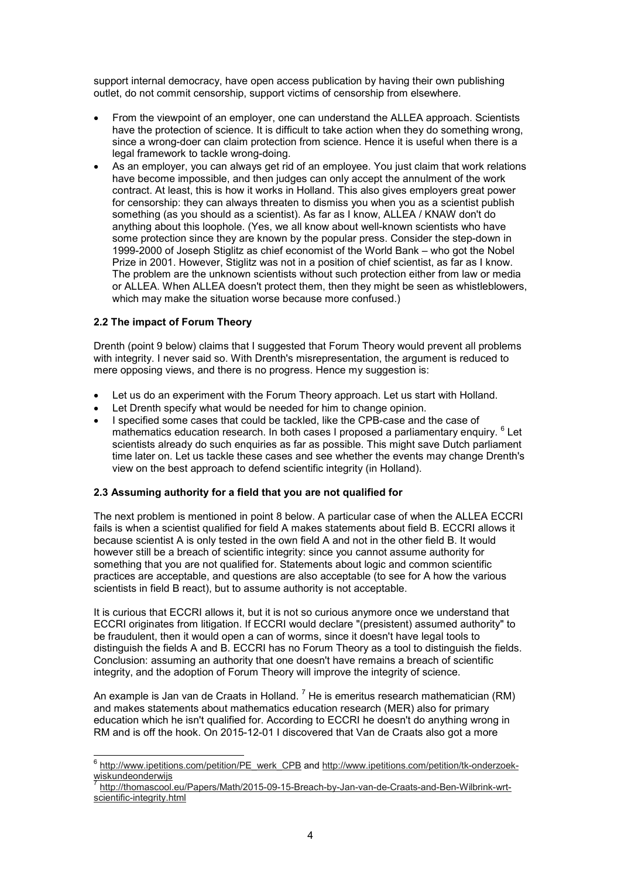support internal democracy, have open access publication by having their own publishing outlet, do not commit censorship, support victims of censorship from elsewhere.

- From the viewpoint of an employer, one can understand the ALLEA approach. Scientists have the protection of science. It is difficult to take action when they do something wrong, since a wrong-doer can claim protection from science. Hence it is useful when there is a legal framework to tackle wrong-doing.
- As an employer, you can always get rid of an employee. You just claim that work relations have become impossible, and then judges can only accept the annulment of the work contract. At least, this is how it works in Holland. This also gives employers great power for censorship: they can always threaten to dismiss you when you as a scientist publish something (as you should as a scientist). As far as I know, ALLEA / KNAW don't do anything about this loophole. (Yes, we all know about well-known scientists who have some protection since they are known by the popular press. Consider the step-down in 1999-2000 of Joseph Stiglitz as chief economist of the World Bank – who got the Nobel Prize in 2001. However, Stiglitz was not in a position of chief scientist, as far as I know. The problem are the unknown scientists without such protection either from law or media or ALLEA. When ALLEA doesn't protect them, then they might be seen as whistleblowers, which may make the situation worse because more confused.)

### 2.2 The impact of Forum Theory

Drenth (point 9 below) claims that I suggested that Forum Theory would prevent all problems with integrity. I never said so. With Drenth's misrepresentation, the argument is reduced to mere opposing views, and there is no progress. Hence my suggestion is:

- Let us do an experiment with the Forum Theory approach. Let us start with Holland.
- Let Drenth specify what would be needed for him to change opinion.
- I specified some cases that could be tackled, like the CPB-case and the case of mathematics education research. In both cases I proposed a parliamentary enquiry. [6] Let scientists already do such enquiries as far as possible. This might save Dutch parliament time later on. Let us tackle these cases and see whether the events may change Drenth's view on the best approach to defend scientific integrity (in Holland).

### 2.3 Assuming authority for a field that you are not qualified for

The next problem is mentioned in point 8 below. A particular case of when the ALLEA ECCRI fails is when a scientist qualified for field A makes statements about field B. ECCRI allows it because scientist A is only tested in the own field A and not in the other field B. It would however still be a breach of scientific integrity: since you cannot assume authority for something that you are not qualified for. Statements about logic and common scientific practices are acceptable, and questions are also acceptable (to see for A how the various scientists in field B react), but to assume authority is not acceptable.

It is curious that ECCRI allows it, but it is not so curious anymore once we understand that ECCRI originates from litigation. If ECCRI would declare "(presistent) assumed authority" to be fraudulent, then it would open a can of worms, since it doesn't have legal tools to distinguish the fields A and B. ECCRI has no Forum Theory as a tool to distinguish the fields. Conclusion: assuming an authority that one doesn't have remains a breach of scientific integrity, and the adoption of Forum Theory will improve the integrity of science.

An example is Jan van de Craats in Holland. [7] He is emeritus research mathematician (RM) and makes statements about mathematics education research (MER) also for primary education which he isn't qualified for. According to ECCRI he doesn't do anything wrong in RM and is off the hook. On 2015-12-01 I discovered that Van de Craats also got a more

---

[6] http://www.ipetitions.com/petition/PE_werk_CPB and http://www.ipetitions.com/petition/tk-onderzoek-wiskundeonderwijs

[7] http://thomascool.eu/Papers/Math/2015-09-15-Breach-by-Jan-van-de-Craats-and-Ben-Wilbrink-wrt-scientific-integrity.html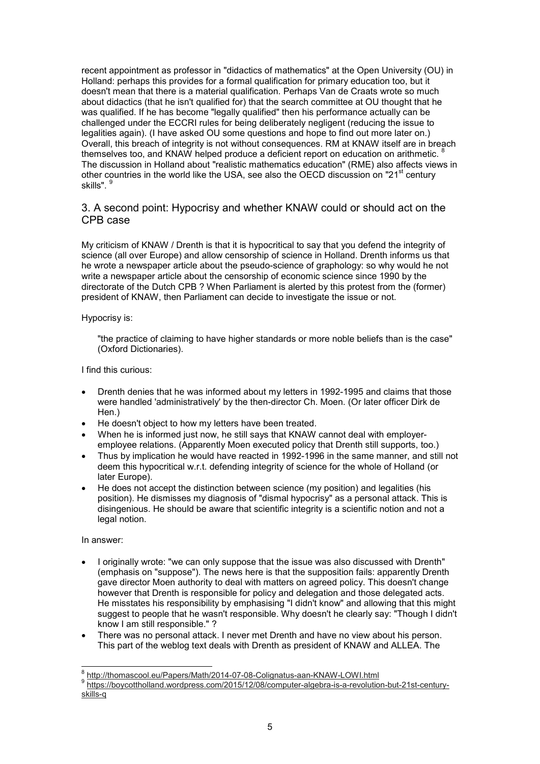recent appointment as professor in "didactics of mathematics" at the Open University (OU) in Holland: perhaps this provides for a formal qualification for primary education too, but it doesn't mean that there is a material qualification. Perhaps Van de Craats wrote so much about didactics (that he isn't qualified for) that the search committee at OU thought that he was qualified. If he has become "legally qualified" then his performance actually can be challenged under the ECCRI rules for being deliberately negligent (reducing the issue to legalities again). (I have asked OU some questions and hope to find out more later on.) Overall, this breach of integrity is not without consequences. RM at KNAW itself are in breach themselves too, and KNAW helped produce a deficient report on education on arithmetic. [8] The discussion in Holland about "realistic mathematics education" (RME) also affects views in other countries in the world like the USA, see also the OECD discussion on "21st century skills". [9]

## 3. A second point: Hypocrisy and whether KNAW could or should act on the CPB case

My criticism of KNAW / Drenth is that it is hypocritical to say that you defend the integrity of science (all over Europe) and allow censorship of science in Holland. Drenth informs us that he wrote a newspaper article about the pseudo-science of graphology: so why would he not write a newspaper article about the censorship of economic science since 1990 by the directorate of the Dutch CPB ? When Parliament is alerted by this protest from the (former) president of KNAW, then Parliament can decide to investigate the issue or not.

Hypocrisy is:

> "the practice of claiming to have higher standards or more noble beliefs than is the case" (Oxford Dictionaries).

I find this curious:

- Drenth denies that he was informed about my letters in 1992-1995 and claims that those were handled 'administratively' by the then-director Ch. Moen. (Or later officer Dirk de Hen.)
- He doesn't object to how my letters have been treated.
- When he is informed just now, he still says that KNAW cannot deal with employer-employee relations. (Apparently Moen executed policy that Drenth still supports, too.)
- Thus by implication he would have reacted in 1992-1996 in the same manner, and still not deem this hypocritical w.r.t. defending integrity of science for the whole of Holland (or later Europe).
- He does not accept the distinction between science (my position) and legalities (his position). He dismisses my diagnosis of "dismal hypocrisy" as a personal attack. This is disingenious. He should be aware that scientific integrity is a scientific notion and not a legal notion.

In answer:

- I originally wrote: "we can only suppose that the issue was also discussed with Drenth" (emphasis on "suppose"). The news here is that the supposition fails: apparently Drenth gave director Moen authority to deal with matters on agreed policy. This doesn't change however that Drenth is responsible for policy and delegation and those delegated acts. He misstates his responsibility by emphasising "I didn't know" and allowing that this might suggest to people that he wasn't responsible. Why doesn't he clearly say: "Though I didn't know I am still responsible." ?
- There was no personal attack. I never met Drenth and have no view about his person. This part of the weblog text deals with Drenth as president of KNAW and ALLEA. The

---

[8] http://thomascool.eu/Papers/Math/2014-07-08-Colignatus-aan-KNAW-LOWI.html

[9] https://boycottholland.wordpress.com/2015/12/08/computer-algebra-is-a-revolution-but-21st-century-skills-q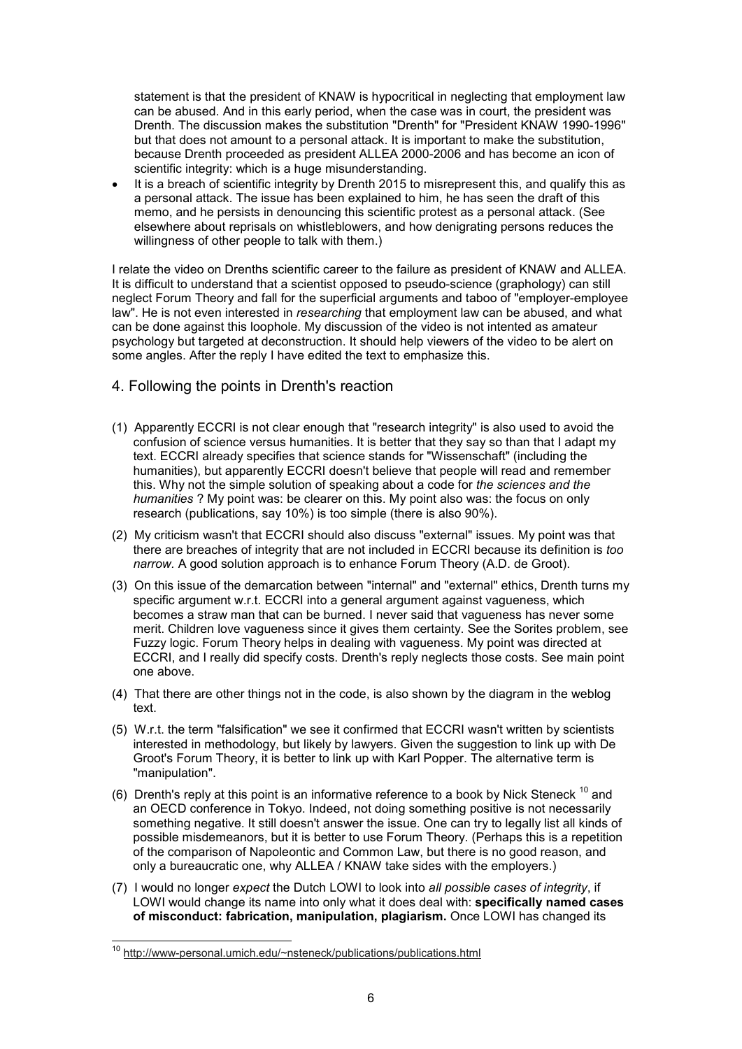statement is that the president of KNAW is hypocritical in neglecting that employment law can be abused. And in this early period, when the case was in court, the president was Drenth. The discussion makes the substitution "Drenth" for "President KNAW 1990-1996" but that does not amount to a personal attack. It is important to make the substitution, because Drenth proceeded as president ALLEA 2000-2006 and has become an icon of scientific integrity: which is a huge misunderstanding.

- It is a breach of scientific integrity by Drenth 2015 to misrepresent this, and qualify this as a personal attack. The issue has been explained to him, he has seen the draft of this memo, and he persists in denouncing this scientific protest as a personal attack. (See elsewhere about reprisals on whistleblowers, and how denigrating persons reduces the willingness of other people to talk with them.)

I relate the video on Drenths scientific career to the failure as president of KNAW and ALLEA. It is difficult to understand that a scientist opposed to pseudo-science (graphology) can still neglect Forum Theory and fall for the superficial arguments and taboo of "employer-employee law". He is not even interested in *researching* that employment law can be abused, and what can be done against this loophole. My discussion of the video is not intented as amateur psychology but targeted at deconstruction. It should help viewers of the video to be alert on some angles. After the reply I have edited the text to emphasize this.

## 4. Following the points in Drenth's reaction

(1) Apparently ECCRI is not clear enough that "research integrity" is also used to avoid the confusion of science versus humanities. It is better that they say so than that I adapt my text. ECCRI already specifies that science stands for "Wissenschaft" (including the humanities), but apparently ECCRI doesn't believe that people will read and remember this. Why not the simple solution of speaking about a code for *the sciences and the humanities* ? My point was: be clearer on this. My point also was: the focus on only research (publications, say 10%) is too simple (there is also 90%).

(2) My criticism wasn't that ECCRI should also discuss "external" issues. My point was that there are breaches of integrity that are not included in ECCRI because its definition is *too narrow.* A good solution approach is to enhance Forum Theory (A.D. de Groot).

(3) On this issue of the demarcation between "internal" and "external" ethics, Drenth turns my specific argument w.r.t. ECCRI into a general argument against vagueness, which becomes a straw man that can be burned. I never said that vagueness has never some merit. Children love vagueness since it gives them certainty. See the Sorites problem, see Fuzzy logic. Forum Theory helps in dealing with vagueness. My point was directed at ECCRI, and I really did specify costs. Drenth's reply neglects those costs. See main point one above.

(4) That there are other things not in the code, is also shown by the diagram in the weblog text.

(5) W.r.t. the term "falsification" we see it confirmed that ECCRI wasn't written by scientists interested in methodology, but likely by lawyers. Given the suggestion to link up with De Groot's Forum Theory, it is better to link up with Karl Popper. The alternative term is "manipulation".

(6) Drenth's reply at this point is an informative reference to a book by Nick Steneck [10] and an OECD conference in Tokyo. Indeed, not doing something positive is not necessarily something negative. It still doesn't answer the issue. One can try to legally list all kinds of possible misdemeanors, but it is better to use Forum Theory. (Perhaps this is a repetition of the comparison of Napoleontic and Common Law, but there is no good reason, and only a bureaucratic one, why ALLEA / KNAW take sides with the employers.)

(7) I would no longer *expect* the Dutch LOWI to look into *all possible cases of integrity*, if LOWI would change its name into only what it does deal with: **specifically named cases of misconduct: fabrication, manipulation, plagiarism.** Once LOWI has changed its

[10] http://www-personal.umich.edu/~nsteneck/publications/publications.html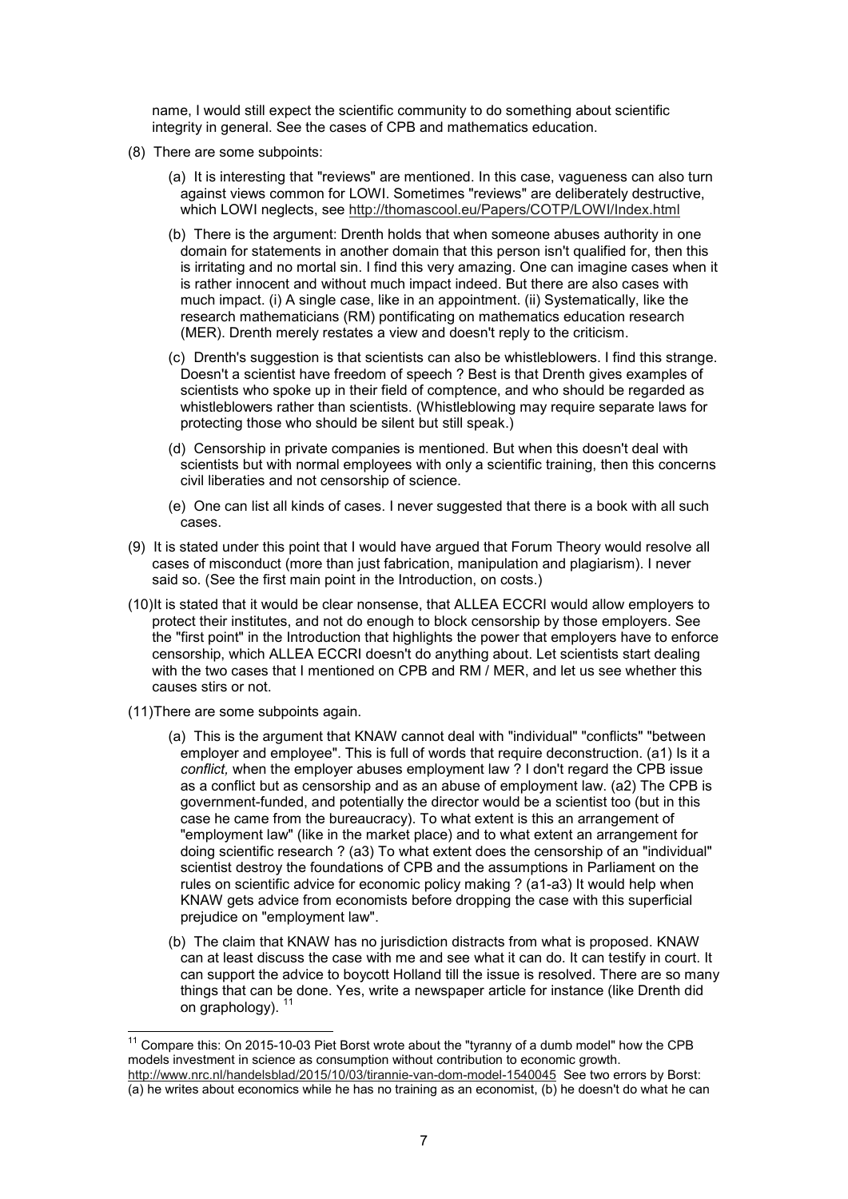name, I would still expect the scientific community to do something about scientific integrity in general. See the cases of CPB and mathematics education.

(8) There are some subpoints:

  (a) It is interesting that "reviews" are mentioned. In this case, vagueness can also turn against views common for LOWI. Sometimes "reviews" are deliberately destructive, which LOWI neglects, see http://thomascool.eu/Papers/COTP/LOWI/Index.html

  (b) There is the argument: Drenth holds that when someone abuses authority in one domain for statements in another domain that this person isn't qualified for, then this is irritating and no mortal sin. I find this very amazing. One can imagine cases when it is rather innocent and without much impact indeed. But there are also cases with much impact. (i) A single case, like in an appointment. (ii) Systematically, like the research mathematicians (RM) pontificating on mathematics education research (MER). Drenth merely restates a view and doesn't reply to the criticism.

  (c) Drenth's suggestion is that scientists can also be whistleblowers. I find this strange. Doesn't a scientist have freedom of speech ? Best is that Drenth gives examples of scientists who spoke up in their field of comptence, and who should be regarded as whistleblowers rather than scientists. (Whistleblowing may require separate laws for protecting those who should be silent but still speak.)

  (d) Censorship in private companies is mentioned. But when this doesn't deal with scientists but with normal employees with only a scientific training, then this concerns civil liberaties and not censorship of science.

  (e) One can list all kinds of cases. I never suggested that there is a book with all such cases.

(9) It is stated under this point that I would have argued that Forum Theory would resolve all cases of misconduct (more than just fabrication, manipulation and plagiarism). I never said so. (See the first main point in the Introduction, on costs.)

(10) It is stated that it would be clear nonsense, that ALLEA ECCRI would allow employers to protect their institutes, and not do enough to block censorship by those employers. See the "first point" in the Introduction that highlights the power that employers have to enforce censorship, which ALLEA ECCRI doesn't do anything about. Let scientists start dealing with the two cases that I mentioned on CPB and RM / MER, and let us see whether this causes stirs or not.

(11) There are some subpoints again.

  (a) This is the argument that KNAW cannot deal with "individual" "conflicts" "between employer and employee". This is full of words that require deconstruction. (a1) Is it a *conflict,* when the employer abuses employment law ? I don't regard the CPB issue as a conflict but as censorship and as an abuse of employment law. (a2) The CPB is government-funded, and potentially the director would be a scientist too (but in this case he came from the bureaucracy). To what extent is this an arrangement of "employment law" (like in the market place) and to what extent an arrangement for doing scientific research ? (a3) To what extent does the censorship of an "individual" scientist destroy the foundations of CPB and the assumptions in Parliament on the rules on scientific advice for economic policy making ? (a1-a3) It would help when KNAW gets advice from economists before dropping the case with this superficial prejudice on "employment law".

  (b) The claim that KNAW has no jurisdiction distracts from what is proposed. KNAW can at least discuss the case with me and see what it can do. It can testify in court. It can support the advice to boycott Holland till the issue is resolved. There are so many things that can be done. Yes, write a newspaper article for instance (like Drenth did on graphology). [11]

---

[11] Compare this: On 2015-10-03 Piet Borst wrote about the "tyranny of a dumb model" how the CPB models investment in science as consumption without contribution to economic growth. http://www.nrc.nl/handelsblad/2015/10/03/tirannie-van-dom-model-1540045 See two errors by Borst: (a) he writes about economics while he has no training as an economist, (b) he doesn't do what he can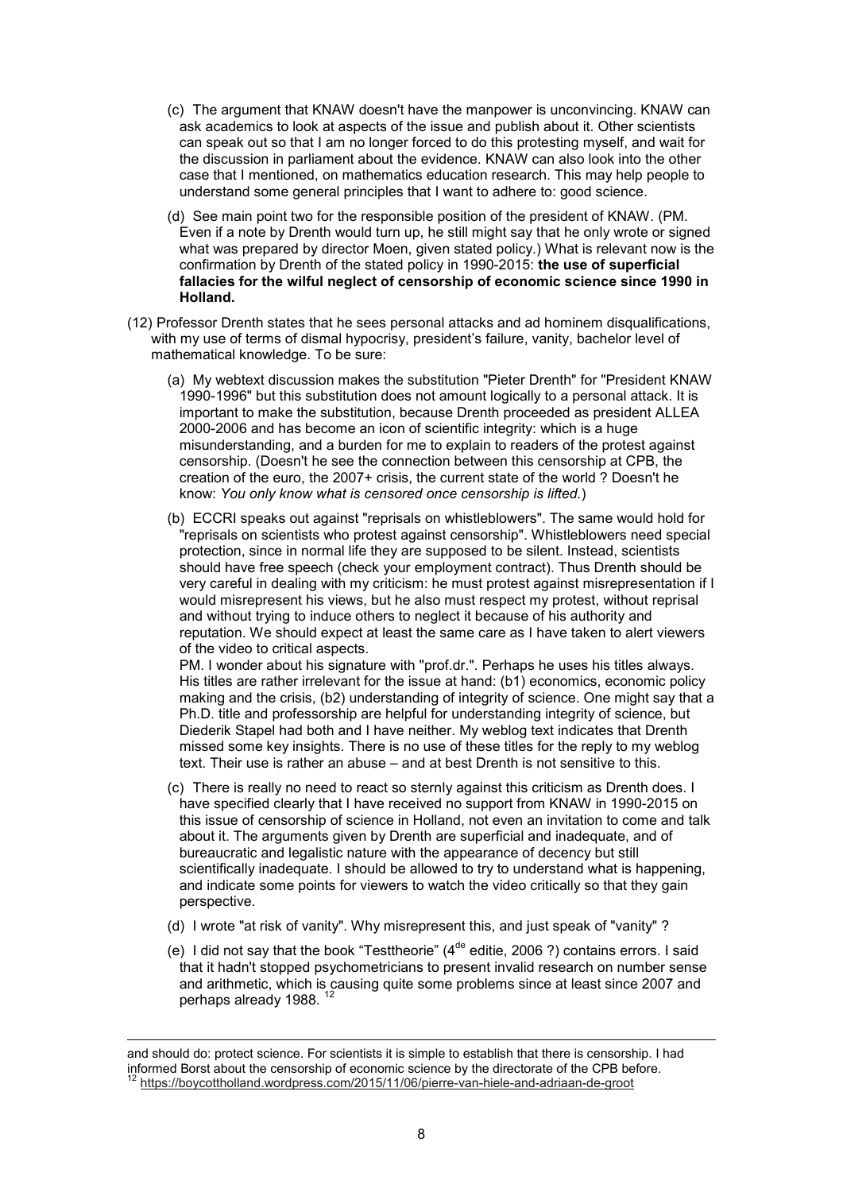(c) The argument that KNAW doesn't have the manpower is unconvincing. KNAW can ask academics to look at aspects of the issue and publish about it. Other scientists can speak out so that I am no longer forced to do this protesting myself, and wait for the discussion in parliament about the evidence. KNAW can also look into the other case that I mentioned, on mathematics education research. This may help people to understand some general principles that I want to adhere to: good science.

(d) See main point two for the responsible position of the president of KNAW. (PM. Even if a note by Drenth would turn up, he still might say that he only wrote or signed what was prepared by director Moen, given stated policy.) What is relevant now is the confirmation by Drenth of the stated policy in 1990-2015: **the use of superficial fallacies for the wilful neglect of censorship of economic science since 1990 in Holland.**

(12) Professor Drenth states that he sees personal attacks and ad hominem disqualifications, with my use of terms of dismal hypocrisy, president's failure, vanity, bachelor level of mathematical knowledge. To be sure:

(a) My webtext discussion makes the substitution "Pieter Drenth" for "President KNAW 1990-1996" but this substitution does not amount logically to a personal attack. It is important to make the substitution, because Drenth proceeded as president ALLEA 2000-2006 and has become an icon of scientific integrity: which is a huge misunderstanding, and a burden for me to explain to readers of the protest against censorship. (Doesn't he see the connection between this censorship at CPB, the creation of the euro, the 2007+ crisis, the current state of the world ? Doesn't he know: *You only know what is censored once censorship is lifted.*)

(b) ECCRI speaks out against "reprisals on whistleblowers". The same would hold for "reprisals on scientists who protest against censorship". Whistleblowers need special protection, since in normal life they are supposed to be silent. Instead, scientists should have free speech (check your employment contract). Thus Drenth should be very careful in dealing with my criticism: he must protest against misrepresentation if I would misrepresent his views, but he also must respect my protest, without reprisal and without trying to induce others to neglect it because of his authority and reputation. We should expect at least the same care as I have taken to alert viewers of the video to critical aspects.
PM. I wonder about his signature with "prof.dr.". Perhaps he uses his titles always. His titles are rather irrelevant for the issue at hand: (b1) economics, economic policy making and the crisis, (b2) understanding of integrity of science. One might say that a Ph.D. title and professorship are helpful for understanding integrity of science, but Diederik Stapel had both and I have neither. My weblog text indicates that Drenth missed some key insights. There is no use of these titles for the reply to my weblog text. Their use is rather an abuse – and at best Drenth is not sensitive to this.

(c) There is really no need to react so sternly against this criticism as Drenth does. I have specified clearly that I have received no support from KNAW in 1990-2015 on this issue of censorship of science in Holland, not even an invitation to come and talk about it. The arguments given by Drenth are superficial and inadequate, and of bureaucratic and legalistic nature with the appearance of decency but still scientifically inadequate. I should be allowed to try to understand what is happening, and indicate some points for viewers to watch the video critically so that they gain perspective.

(d) I wrote "at risk of vanity". Why misrepresent this, and just speak of "vanity" ?

(e) I did not say that the book "Testtheorie" (4[de] editie, 2006 ?) contains errors. I said that it hadn't stopped psychometricians to present invalid research on number sense and arithmetic, which is causing quite some problems since at least since 2007 and perhaps already 1988. [12]

---

and should do: protect science. For scientists it is simple to establish that there is censorship. I had informed Borst about the censorship of economic science by the directorate of the CPB before.

[12] https://boycottholland.wordpress.com/2015/11/06/pierre-van-hiele-and-adriaan-de-groot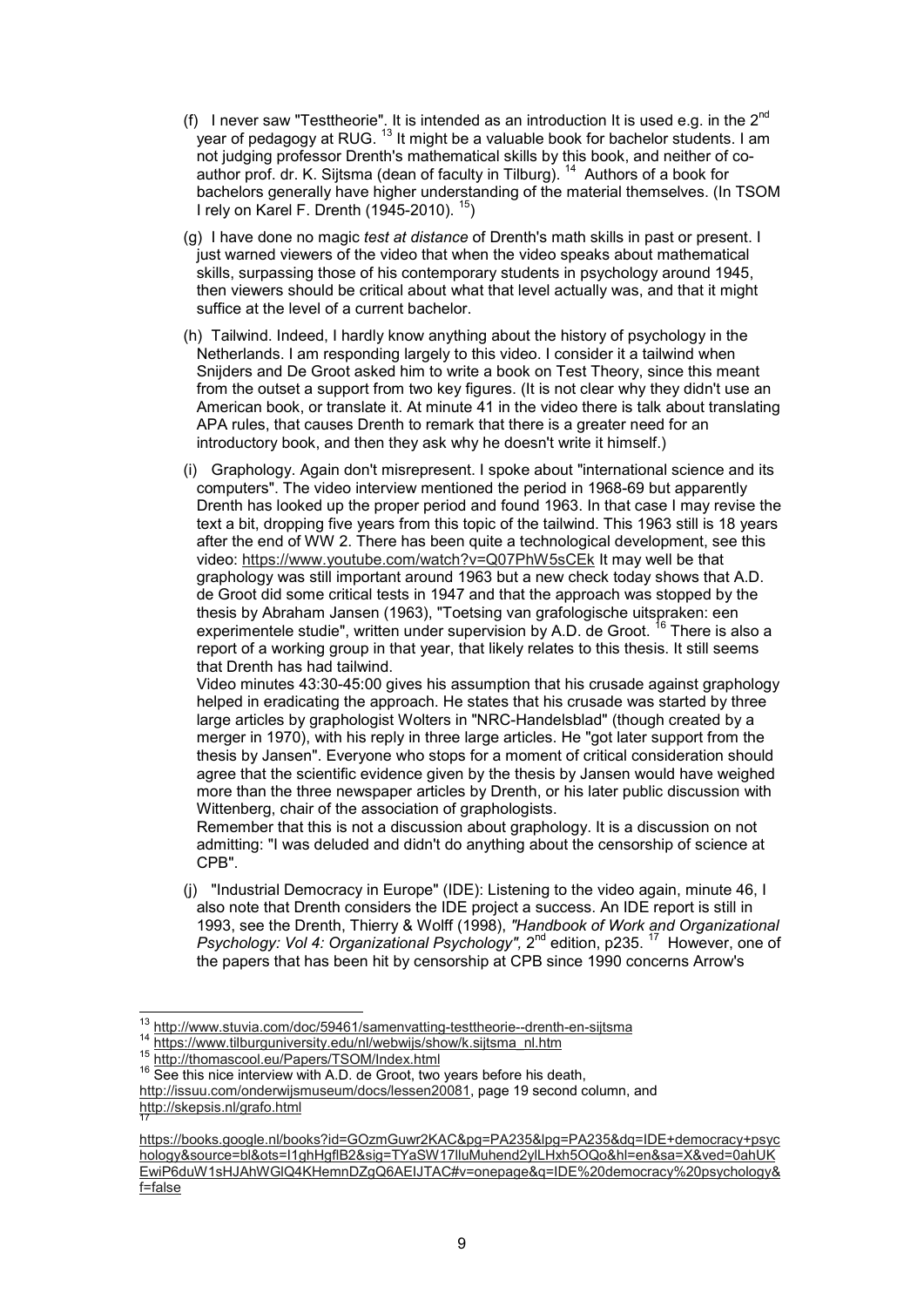(f) I never saw "Testtheorie". It is intended as an introduction It is used e.g. in the 2nd year of pedagogy at RUG. [13] It might be a valuable book for bachelor students. I am not judging professor Drenth's mathematical skills by this book, and neither of co-author prof. dr. K. Sijtsma (dean of faculty in Tilburg). [14] Authors of a book for bachelors generally have higher understanding of the material themselves. (In TSOM I rely on Karel F. Drenth (1945-2010). [15])

(g) I have done no magic *test at distance* of Drenth's math skills in past or present. I just warned viewers of the video that when the video speaks about mathematical skills, surpassing those of his contemporary students in psychology around 1945, then viewers should be critical about what that level actually was, and that it might suffice at the level of a current bachelor.

(h) Tailwind. Indeed, I hardly know anything about the history of psychology in the Netherlands. I am responding largely to this video. I consider it a tailwind when Snijders and De Groot asked him to write a book on Test Theory, since this meant from the outset a support from two key figures. (It is not clear why they didn't use an American book, or translate it. At minute 41 in the video there is talk about translating APA rules, that causes Drenth to remark that there is a greater need for an introductory book, and then they ask why he doesn't write it himself.)

(i) Graphology. Again don't misrepresent. I spoke about "international science and its computers". The video interview mentioned the period in 1968-69 but apparently Drenth has looked up the proper period and found 1963. In that case I may revise the text a bit, dropping five years from this topic of the tailwind. This 1963 still is 18 years after the end of WW 2. There has been quite a technological development, see this video: https://www.youtube.com/watch?v=Q07PhW5sCEk It may well be that graphology was still important around 1963 but a new check today shows that A.D. de Groot did some critical tests in 1947 and that the approach was stopped by the thesis by Abraham Jansen (1963), "Toetsing van grafologische uitspraken: een experimentele studie", written under supervision by A.D. de Groot. [16] There is also a report of a working group in that year, that likely relates to this thesis. It still seems that Drenth has had tailwind.
Video minutes 43:30-45:00 gives his assumption that his crusade against graphology helped in eradicating the approach. He states that his crusade was started by three large articles by graphologist Wolters in "NRC-Handelsblad" (though created by a merger in 1970), with his reply in three large articles. He "got later support from the thesis by Jansen". Everyone who stops for a moment of critical consideration should agree that the scientific evidence given by the thesis by Jansen would have weighed more than the three newspaper articles by Drenth, or his later public discussion with Wittenberg, chair of the association of graphologists.
Remember that this is not a discussion about graphology. It is a discussion on not admitting: "I was deluded and didn't do anything about the censorship of science at CPB".

(j) "Industrial Democracy in Europe" (IDE): Listening to the video again, minute 46, I also note that Drenth considers the IDE project a success. An IDE report is still in 1993, see the Drenth, Thierry & Wolff (1998), *"Handbook of Work and Organizational Psychology: Vol 4: Organizational Psychology"*, 2nd edition, p235. [17] However, one of the papers that has been hit by censorship at CPB since 1990 concerns Arrow's

---

[13] http://www.stuvia.com/doc/59461/samenvatting-testtheorie--drenth-en-sijtsma

[14] https://www.tilburguniversity.edu/nl/webwijs/show/k.sijtsma_nl.htm

[15] http://thomascool.eu/Papers/TSOM/Index.html

[16] See this nice interview with A.D. de Groot, two years before his death, http://issuu.com/onderwijsmuseum/docs/lessen20081, page 19 second column, and http://skepsis.nl/grafo.html

[17] https://books.google.nl/books?id=GOzmGuwr2KAC&pg=PA235&lpg=PA235&dq=IDE+democracy+psychology&source=bl&ots=I1ghHgflB2&sig=TYaSW17lluMuhend2ylLHxh5OQo&hl=en&sa=X&ved=0ahUKEwiP6duW1sHJAhWGlQ4KHemnDZgQ6AEIJTAC#v=onepage&q=IDE%20democracy%20psychology&f=false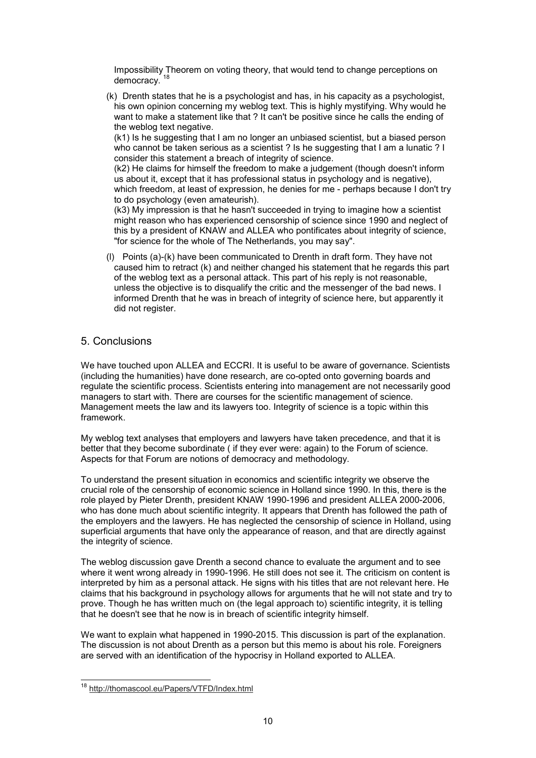Impossibility Theorem on voting theory, that would tend to change perceptions on democracy. [18]

(k) Drenth states that he is a psychologist and has, in his capacity as a psychologist, his own opinion concerning my weblog text. This is highly mystifying. Why would he want to make a statement like that ? It can't be positive since he calls the ending of the weblog text negative.
(k1) Is he suggesting that I am no longer an unbiased scientist, but a biased person who cannot be taken serious as a scientist ? Is he suggesting that I am a lunatic ? I consider this statement a breach of integrity of science.
(k2) He claims for himself the freedom to make a judgement (though doesn't inform us about it, except that it has professional status in psychology and is negative), which freedom, at least of expression, he denies for me - perhaps because I don't try to do psychology (even amateurish).
(k3) My impression is that he hasn't succeeded in trying to imagine how a scientist might reason who has experienced censorship of science since 1990 and neglect of this by a president of KNAW and ALLEA who pontificates about integrity of science, "for science for the whole of The Netherlands, you may say".

(l) Points (a)-(k) have been communicated to Drenth in draft form. They have not caused him to retract (k) and neither changed his statement that he regards this part of the weblog text as a personal attack. This part of his reply is not reasonable, unless the objective is to disqualify the critic and the messenger of the bad news. I informed Drenth that he was in breach of integrity of science here, but apparently it did not register.

## 5. Conclusions

We have touched upon ALLEA and ECCRI. It is useful to be aware of governance. Scientists (including the humanities) have done research, are co-opted onto governing boards and regulate the scientific process. Scientists entering into management are not necessarily good managers to start with. There are courses for the scientific management of science. Management meets the law and its lawyers too. Integrity of science is a topic within this framework.

My weblog text analyses that employers and lawyers have taken precedence, and that it is better that they become subordinate ( if they ever were: again) to the Forum of science. Aspects for that Forum are notions of democracy and methodology.

To understand the present situation in economics and scientific integrity we observe the crucial role of the censorship of economic science in Holland since 1990. In this, there is the role played by Pieter Drenth, president KNAW 1990-1996 and president ALLEA 2000-2006, who has done much about scientific integrity. It appears that Drenth has followed the path of the employers and the lawyers. He has neglected the censorship of science in Holland, using superficial arguments that have only the appearance of reason, and that are directly against the integrity of science.

The weblog discussion gave Drenth a second chance to evaluate the argument and to see where it went wrong already in 1990-1996. He still does not see it. The criticism on content is interpreted by him as a personal attack. He signs with his titles that are not relevant here. He claims that his background in psychology allows for arguments that he will not state and try to prove. Though he has written much on (the legal approach to) scientific integrity, it is telling that he doesn't see that he now is in breach of scientific integrity himself.

We want to explain what happened in 1990-2015. This discussion is part of the explanation. The discussion is not about Drenth as a person but this memo is about his role. Foreigners are served with an identification of the hypocrisy in Holland exported to ALLEA.

---

[18] http://thomascool.eu/Papers/VTFD/Index.html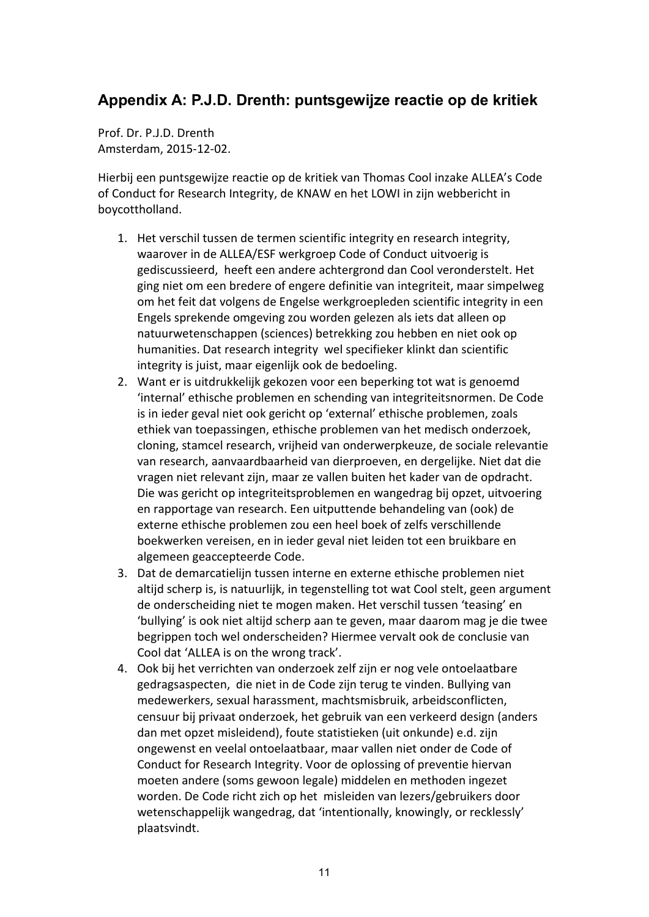## Appendix A: P.J.D. Drenth: puntsgewijze reactie op de kritiek

Prof. Dr. P.J.D. Drenth
Amsterdam, 2015-12-02.

Hierbij een puntsgewijze reactie op de kritiek van Thomas Cool inzake ALLEA's Code of Conduct for Research Integrity, de KNAW en het LOWI in zijn webbericht in boycottholland.

1. Het verschil tussen de termen scientific integrity en research integrity, waarover in de ALLEA/ESF werkgroep Code of Conduct uitvoerig is gediscussieerd, heeft een andere achtergrond dan Cool veronderstelt. Het ging niet om een bredere of engere definitie van integriteit, maar simpelweg om het feit dat volgens de Engelse werkgroepleden scientific integrity in een Engels sprekende omgeving zou worden gelezen als iets dat alleen op natuurwetenschappen (sciences) betrekking zou hebben en niet ook op humanities. Dat research integrity wel specifieker klinkt dan scientific integrity is juist, maar eigenlijk ook de bedoeling.
2. Want er is uitdrukkelijk gekozen voor een beperking tot wat is genoemd 'internal' ethische problemen en schending van integriteitsnormen. De Code is in ieder geval niet ook gericht op 'external' ethische problemen, zoals ethiek van toepassingen, ethische problemen van het medisch onderzoek, cloning, stamcel research, vrijheid van onderwerpkeuze, de sociale relevantie van research, aanvaardbaarheid van dierproeven, en dergelijke. Niet dat die vragen niet relevant zijn, maar ze vallen buiten het kader van de opdracht. Die was gericht op integriteitsproblemen en wangedrag bij opzet, uitvoering en rapportage van research. Een uitputtende behandeling van (ook) de externe ethische problemen zou een heel boek of zelfs verschillende boekwerken vereisen, en in ieder geval niet leiden tot een bruikbare en algemeen geaccepteerde Code.
3. Dat de demarcatielijn tussen interne en externe ethische problemen niet altijd scherp is, is natuurlijk, in tegenstelling tot wat Cool stelt, geen argument de onderscheiding niet te mogen maken. Het verschil tussen 'teasing' en 'bullying' is ook niet altijd scherp aan te geven, maar daarom mag je die twee begrippen toch wel onderscheiden? Hiermee vervalt ook de conclusie van Cool dat 'ALLEA is on the wrong track'.
4. Ook bij het verrichten van onderzoek zelf zijn er nog vele ontoelaatbare gedragsaspecten, die niet in de Code zijn terug te vinden. Bullying van medewerkers, sexual harassment, machtsmisbruik, arbeidsconflicten, censuur bij privaat onderzoek, het gebruik van een verkeerd design (anders dan met opzet misleidend), foute statistieken (uit onkunde) e.d. zijn ongewenst en veelal ontoelaatbaar, maar vallen niet onder de Code of Conduct for Research Integrity. Voor de oplossing of preventie hiervan moeten andere (soms gewoon legale) middelen en methoden ingezet worden. De Code richt zich op het misleiden van lezers/gebruikers door wetenschappelijk wangedrag, dat 'intentionally, knowingly, or recklessly' plaatsvindt.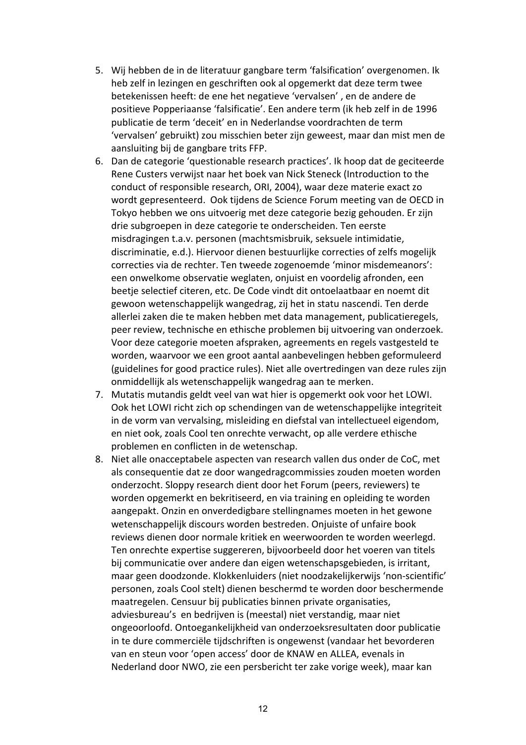5. Wij hebben de in de literatuur gangbare term 'falsification' overgenomen. Ik heb zelf in lezingen en geschriften ook al opgemerkt dat deze term twee betekenissen heeft: de ene het negatieve 'vervalsen' , en de andere de positieve Popperiaanse 'falsificatie'. Een andere term (ik heb zelf in de 1996 publicatie de term 'deceit' en in Nederlandse voordrachten de term 'vervalsen' gebruikt) zou misschien beter zijn geweest, maar dan mist men de aansluiting bij de gangbare trits FFP.
6. Dan de categorie 'questionable research practices'. Ik hoop dat de geciteerde Rene Custers verwijst naar het boek van Nick Steneck (Introduction to the conduct of responsible research, ORI, 2004), waar deze materie exact zo wordt gepresenteerd. Ook tijdens de Science Forum meeting van de OECD in Tokyo hebben we ons uitvoerig met deze categorie bezig gehouden. Er zijn drie subgroepen in deze categorie te onderscheiden. Ten eerste misdragingen t.a.v. personen (machtsmisbruik, seksuele intimidatie, discriminatie, e.d.). Hiervoor dienen bestuurlijke correcties of zelfs mogelijk correcties via de rechter. Ten tweede zogenoemde 'minor misdemeanors': een onwelkome observatie weglaten, onjuist en voordelig afronden, een beetje selectief citeren, etc. De Code vindt dit ontoelaatbaar en noemt dit gewoon wetenschappelijk wangedrag, zij het in statu nascendi. Ten derde allerlei zaken die te maken hebben met data management, publicatieregels, peer review, technische en ethische problemen bij uitvoering van onderzoek. Voor deze categorie moeten afspraken, agreements en regels vastgesteld te worden, waarvoor we een groot aantal aanbevelingen hebben geformuleerd (guidelines for good practice rules). Niet alle overtredingen van deze rules zijn onmiddellijk als wetenschappelijk wangedrag aan te merken.
7. Mutatis mutandis geldt veel van wat hier is opgemerkt ook voor het LOWI. Ook het LOWI richt zich op schendingen van de wetenschappelijke integriteit in de vorm van vervalsing, misleiding en diefstal van intellectueel eigendom, en niet ook, zoals Cool ten onrechte verwacht, op alle verdere ethische problemen en conflicten in de wetenschap.
8. Niet alle onacceptabele aspecten van research vallen dus onder de CoC, met als consequentie dat ze door wangedragcommissies zouden moeten worden onderzocht. Sloppy research dient door het Forum (peers, reviewers) te worden opgemerkt en bekritiseerd, en via training en opleiding te worden aangepakt. Onzin en onverdedigbare stellingnames moeten in het gewone wetenschappelijk discours worden bestreden. Onjuiste of unfaire book reviews dienen door normale kritiek en weerwoorden te worden weerlegd. Ten onrechte expertise suggereren, bijvoorbeeld door het voeren van titels bij communicatie over andere dan eigen wetenschapsgebieden, is irritant, maar geen doodzonde. Klokkenluiders (niet noodzakelijkerwijs 'non-scientific' personen, zoals Cool stelt) dienen beschermd te worden door beschermende maatregelen. Censuur bij publicaties binnen private organisaties, adviesbureau's en bedrijven is (meestal) niet verstandig, maar niet ongeoorloofd. Ontoegankelijkheid van onderzoeksresultaten door publicatie in te dure commerciële tijdschriften is ongewenst (vandaar het bevorderen van en steun voor 'open access' door de KNAW en ALLEA, evenals in Nederland door NWO, zie een persbericht ter zake vorige week), maar kan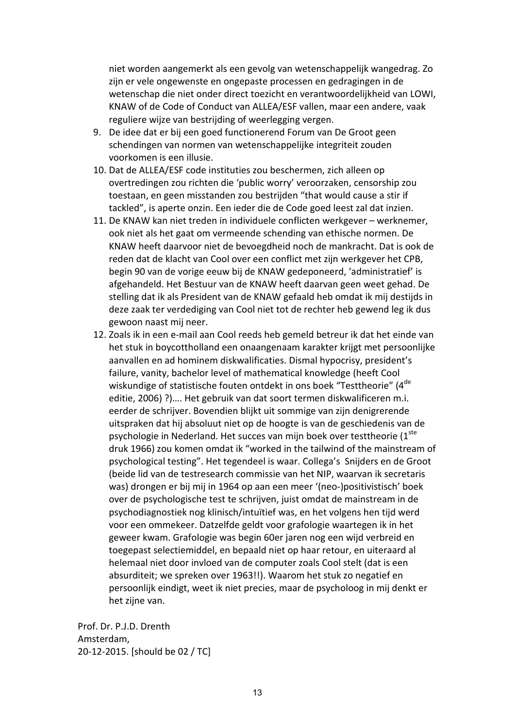niet worden aangemerkt als een gevolg van wetenschappelijk wangedrag. Zo zijn er vele ongewenste en ongepaste processen en gedragingen in de wetenschap die niet onder direct toezicht en verantwoordelijkheid van LOWI, KNAW of de Code of Conduct van ALLEA/ESF vallen, maar een andere, vaak reguliere wijze van bestrijding of weerlegging vergen.

9. De idee dat er bij een goed functionerend Forum van De Groot geen schendingen van normen van wetenschappelijke integriteit zouden voorkomen is een illusie.
10. Dat de ALLEA/ESF code instituties zou beschermen, zich alleen op overtredingen zou richten die 'public worry' veroorzaken, censorship zou toestaan, en geen misstanden zou bestrijden "that would cause a stir if tackled", is aperte onzin. Een ieder die de Code goed leest zal dat inzien.
11. De KNAW kan niet treden in individuele conflicten werkgever – werknemer, ook niet als het gaat om vermeende schending van ethische normen. De KNAW heeft daarvoor niet de bevoegdheid noch de mankracht. Dat is ook de reden dat de klacht van Cool over een conflict met zijn werkgever het CPB, begin 90 van de vorige eeuw bij de KNAW gedeponeerd, 'administratief' is afgehandeld. Het Bestuur van de KNAW heeft daarvan geen weet gehad. De stelling dat ik als President van de KNAW gefaald heb omdat ik mij destijds in deze zaak ter verdediging van Cool niet tot de rechter heb gewend leg ik dus gewoon naast mij neer.
12. Zoals ik in een e-mail aan Cool reeds heb gemeld betreur ik dat het einde van het stuk in boycottholland een onaangenaam karakter krijgt met persoonlijke aanvallen en ad hominem diskwalificaties. Dismal hypocrisy, president's failure, vanity, bachelor level of mathematical knowledge (heeft Cool wiskundige of statistische fouten ontdekt in ons boek "Testtheorie" (4de editie, 2006) ?)…. Het gebruik van dat soort termen diskwalificeren m.i. eerder de schrijver. Bovendien blijkt uit sommige van zijn denigrerende uitspraken dat hij absoluut niet op de hoogte is van de geschiedenis van de psychologie in Nederland. Het succes van mijn boek over testtheorie (1ste druk 1966) zou komen omdat ik "worked in the tailwind of the mainstream of psychological testing". Het tegendeel is waar. Collega's Snijders en de Groot (beide lid van de testresearch commissie van het NIP, waarvan ik secretaris was) drongen er bij mij in 1964 op aan een meer '(neo-)positivistisch' boek over de psychologische test te schrijven, juist omdat de mainstream in de psychodiagnostiek nog klinisch/intuïtief was, en het volgens hen tijd werd voor een ommekeer. Datzelfde geldt voor grafologie waartegen ik in het geweer kwam. Grafologie was begin 60er jaren nog een wijd verbreid en toegepast selectiemiddel, en bepaald niet op haar retour, en uiteraard al helemaal niet door invloed van de computer zoals Cool stelt (dat is een absurditeit; we spreken over 1963!!). Waarom het stuk zo negatief en persoonlijk eindigt, weet ik niet precies, maar de psycholoog in mij denkt er het zijne van.

Prof. Dr. P.J.D. Drenth
Amsterdam,
20-12-2015. [should be 02 / TC]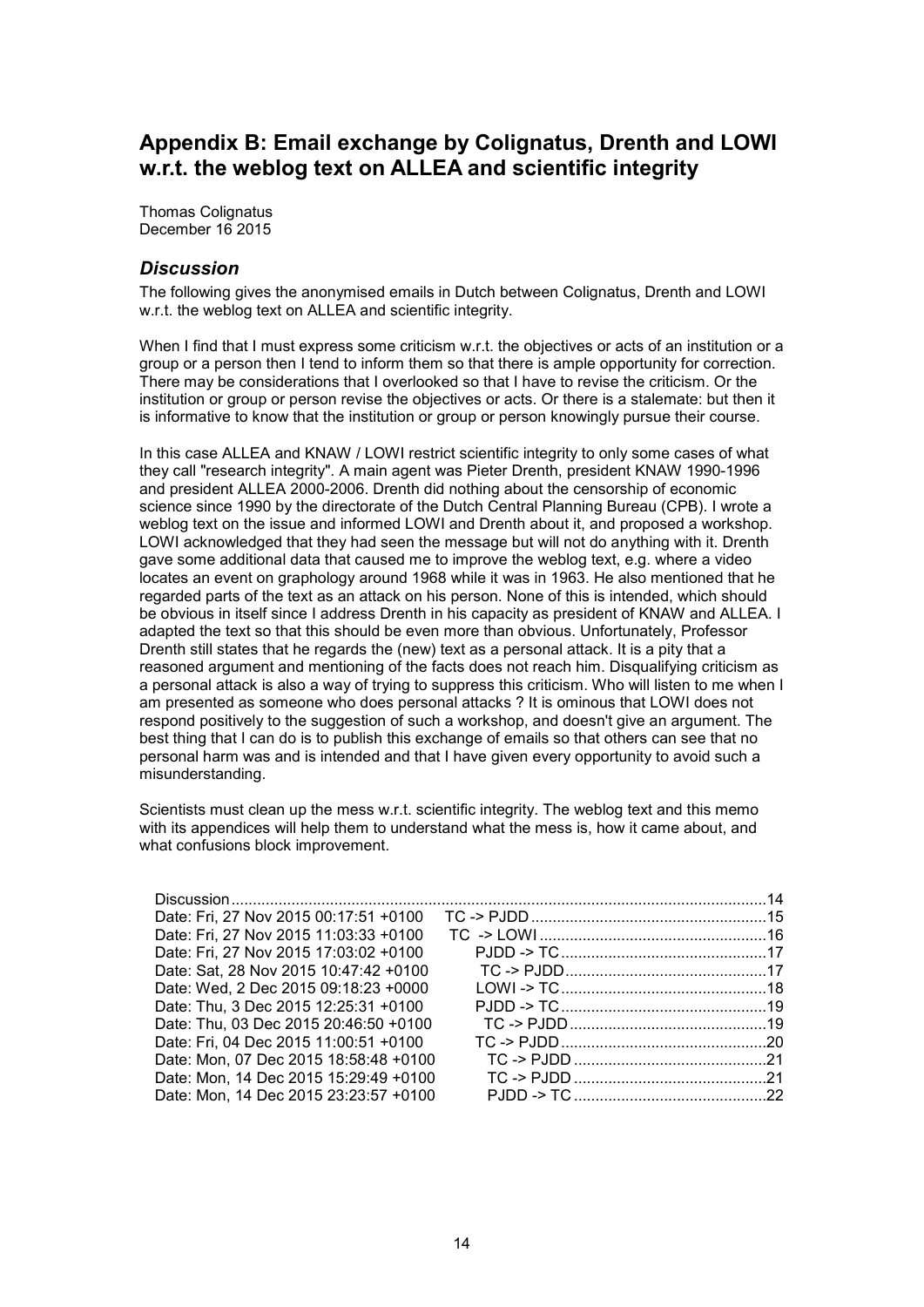# Appendix B: Email exchange by Colignatus, Drenth and LOWI w.r.t. the weblog text on ALLEA and scientific integrity

Thomas Colignatus
December 16 2015

## *Discussion*

The following gives the anonymised emails in Dutch between Colignatus, Drenth and LOWI w.r.t. the weblog text on ALLEA and scientific integrity.

When I find that I must express some criticism w.r.t. the objectives or acts of an institution or a group or a person then I tend to inform them so that there is ample opportunity for correction. There may be considerations that I overlooked so that I have to revise the criticism. Or the institution or group or person revise the objectives or acts. Or there is a stalemate: but then it is informative to know that the institution or group or person knowingly pursue their course.

In this case ALLEA and KNAW / LOWI restrict scientific integrity to only some cases of what they call "research integrity". A main agent was Pieter Drenth, president KNAW 1990-1996 and president ALLEA 2000-2006. Drenth did nothing about the censorship of economic science since 1990 by the directorate of the Dutch Central Planning Bureau (CPB). I wrote a weblog text on the issue and informed LOWI and Drenth about it, and proposed a workshop. LOWI acknowledged that they had seen the message but will not do anything with it. Drenth gave some additional data that caused me to improve the weblog text, e.g. where a video locates an event on graphology around 1968 while it was in 1963. He also mentioned that he regarded parts of the text as an attack on his person. None of this is intended, which should be obvious in itself since I address Drenth in his capacity as president of KNAW and ALLEA. I adapted the text so that this should be even more than obvious. Unfortunately, Professor Drenth still states that he regards the (new) text as a personal attack. It is a pity that a reasoned argument and mentioning of the facts does not reach him. Disqualifying criticism as a personal attack is also a way of trying to suppress this criticism. Who will listen to me when I am presented as someone who does personal attacks ? It is ominous that LOWI does not respond positively to the suggestion of such a workshop, and doesn't give an argument. The best thing that I can do is to publish this exchange of emails so that others can see that no personal harm was and is intended and that I have given every opportunity to avoid such a misunderstanding.

Scientists must clean up the mess w.r.t. scientific integrity. The weblog text and this memo with its appendices will help them to understand what the mess is, how it came about, and what confusions block improvement.

| | | |
|---|---|---|
| Discussion | | 14 |
| Date: Fri, 27 Nov 2015 00:17:51 +0100 | TC -> PJDD | 15 |
| Date: Fri, 27 Nov 2015 11:03:33 +0100 | TC -> LOWI | 16 |
| Date: Fri, 27 Nov 2015 17:03:02 +0100 | PJDD -> TC | 17 |
| Date: Sat, 28 Nov 2015 10:47:42 +0100 | TC -> PJDD | 17 |
| Date: Wed, 2 Dec 2015 09:18:23 +0000 | LOWI -> TC | 18 |
| Date: Thu, 3 Dec 2015 12:25:31 +0100 | PJDD -> TC | 19 |
| Date: Thu, 03 Dec 2015 20:46:50 +0100 | TC -> PJDD | 19 |
| Date: Fri, 04 Dec 2015 11:00:51 +0100 | TC -> PJDD | 20 |
| Date: Mon, 07 Dec 2015 18:58:48 +0100 | TC -> PJDD | 21 |
| Date: Mon, 14 Dec 2015 15:29:49 +0100 | TC -> PJDD | 21 |
| Date: Mon, 14 Dec 2015 23:23:57 +0100 | PJDD -> TC | 22 |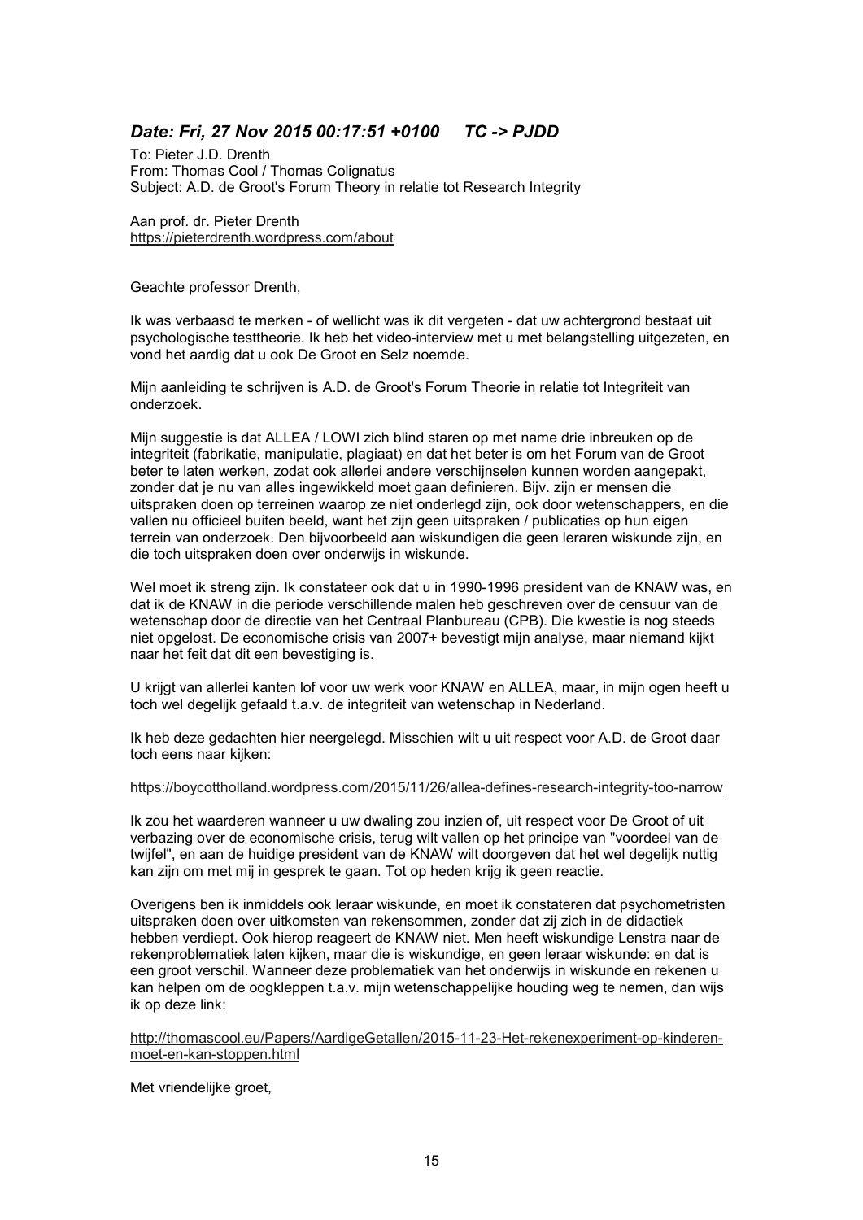## *Date: Fri, 27 Nov 2015 00:17:51 +0100 TC -> PJDD*

To: Pieter J.D. Drenth
From: Thomas Cool / Thomas Colignatus
Subject: A.D. de Groot's Forum Theory in relatie tot Research Integrity

Aan prof. dr. Pieter Drenth
https://pieterdrenth.wordpress.com/about

Geachte professor Drenth,

Ik was verbaasd te merken - of wellicht was ik dit vergeten - dat uw achtergrond bestaat uit psychologische testtheorie. Ik heb het video-interview met u met belangstelling uitgezeten, en vond het aardig dat u ook De Groot en Selz noemde.

Mijn aanleiding te schrijven is A.D. de Groot's Forum Theorie in relatie tot Integriteit van onderzoek.

Mijn suggestie is dat ALLEA / LOWI zich blind staren op met name drie inbreuken op de integriteit (fabrikatie, manipulatie, plagiaat) en dat het beter is om het Forum van de Groot beter te laten werken, zodat ook allerlei andere verschijnselen kunnen worden aangepakt, zonder dat je nu van alles ingewikkeld moet gaan definieren. Bijv. zijn er mensen die uitspraken doen op terreinen waarop ze niet onderlegd zijn, ook door wetenschappers, en die vallen nu officieel buiten beeld, want het zijn geen uitspraken / publicaties op hun eigen terrein van onderzoek. Den bijvoorbeeld aan wiskundigen die geen leraren wiskunde zijn, en die toch uitspraken doen over onderwijs in wiskunde.

Wel moet ik streng zijn. Ik constateer ook dat u in 1990-1996 president van de KNAW was, en dat ik de KNAW in die periode verschillende malen heb geschreven over de censuur van de wetenschap door de directie van het Centraal Planbureau (CPB). Die kwestie is nog steeds niet opgelost. De economische crisis van 2007+ bevestigt mijn analyse, maar niemand kijkt naar het feit dat dit een bevestiging is.

U krijgt van allerlei kanten lof voor uw werk voor KNAW en ALLEA, maar, in mijn ogen heeft u toch wel degelijk gefaald t.a.v. de integriteit van wetenschap in Nederland.

Ik heb deze gedachten hier neergelegd. Misschien wilt u uit respect voor A.D. de Groot daar toch eens naar kijken:

https://boycottholland.wordpress.com/2015/11/26/allea-defines-research-integrity-too-narrow

Ik zou het waarderen wanneer u uw dwaling zou inzien of, uit respect voor De Groot of uit verbazing over de economische crisis, terug wilt vallen op het principe van "voordeel van de twijfel", en aan de huidige president van de KNAW wilt doorgeven dat het wel degelijk nuttig kan zijn om met mij in gesprek te gaan. Tot op heden krijg ik geen reactie.

Overigens ben ik inmiddels ook leraar wiskunde, en moet ik constateren dat psychometristen uitspraken doen over uitkomsten van rekensommen, zonder dat zij zich in de didactiek hebben verdiept. Ook hierop reageert de KNAW niet. Men heeft wiskundige Lenstra naar de rekenproblematiek laten kijken, maar die is wiskundige, en geen leraar wiskunde: en dat is een groot verschil. Wanneer deze problematiek van het onderwijs in wiskunde en rekenen u kan helpen om de oogkleppen t.a.v. mijn wetenschappelijke houding weg te nemen, dan wijs ik op deze link:

http://thomascool.eu/Papers/AardigeGetallen/2015-11-23-Het-rekenexperiment-op-kinderen-moet-en-kan-stoppen.html

Met vriendelijke groet,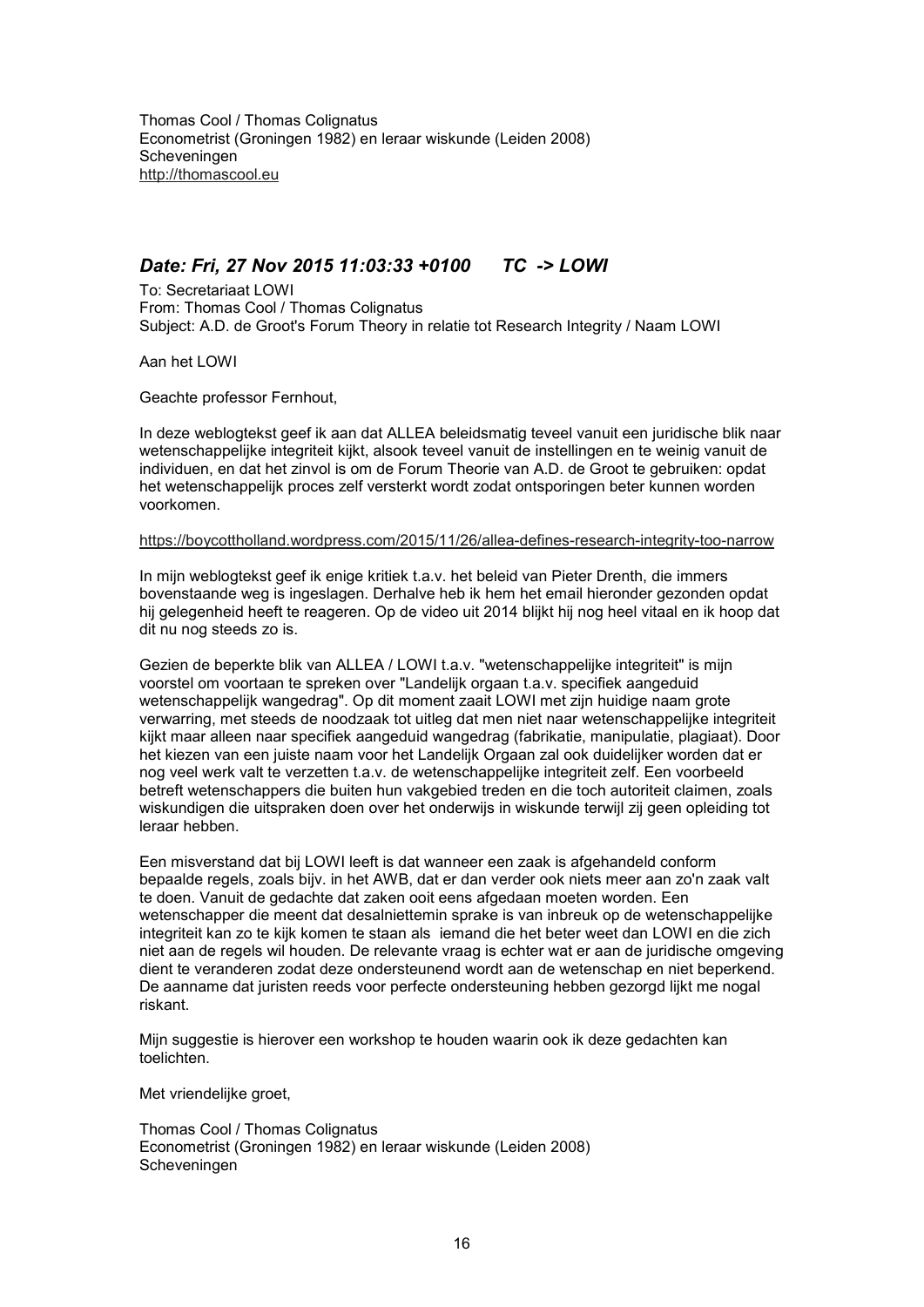Thomas Cool / Thomas Colignatus
Econometrist (Groningen 1982) en leraar wiskunde (Leiden 2008)
Scheveningen
http://thomascool.eu

## *Date: Fri, 27 Nov 2015 11:03:33 +0100      TC  -> LOWI*

To: Secretariaat LOWI
From: Thomas Cool / Thomas Colignatus
Subject: A.D. de Groot's Forum Theory in relatie tot Research Integrity / Naam LOWI

Aan het LOWI

Geachte professor Fernhout,

In deze weblogtekst geef ik aan dat ALLEA beleidsmatig teveel vanuit een juridische blik naar wetenschappelijke integriteit kijkt, alsook teveel vanuit de instellingen en te weinig vanuit de individuen, en dat het zinvol is om de Forum Theorie van A.D. de Groot te gebruiken: opdat het wetenschappelijk proces zelf versterkt wordt zodat ontsporingen beter kunnen worden voorkomen.

https://boycottholland.wordpress.com/2015/11/26/allea-defines-research-integrity-too-narrow

In mijn weblogtekst geef ik enige kritiek t.a.v. het beleid van Pieter Drenth, die immers bovenstaande weg is ingeslagen. Derhalve heb ik hem het email hieronder gezonden opdat hij gelegenheid heeft te reageren. Op de video uit 2014 blijkt hij nog heel vitaal en ik hoop dat dit nu nog steeds zo is.

Gezien de beperkte blik van ALLEA / LOWI t.a.v. "wetenschappelijke integriteit" is mijn voorstel om voortaan te spreken over "Landelijk orgaan t.a.v. specifiek aangeduid wetenschappelijk wangedrag". Op dit moment zaait LOWI met zijn huidige naam grote verwarring, met steeds de noodzaak tot uitleg dat men niet naar wetenschappelijke integriteit kijkt maar alleen naar specifiek aangeduid wangedrag (fabrikatie, manipulatie, plagiaat). Door het kiezen van een juiste naam voor het Landelijk Orgaan zal ook duidelijker worden dat er nog veel werk valt te verzetten t.a.v. de wetenschappelijke integriteit zelf. Een voorbeeld betreft wetenschappers die buiten hun vakgebied treden en die toch autoriteit claimen, zoals wiskundigen die uitspraken doen over het onderwijs in wiskunde terwijl zij geen opleiding tot leraar hebben.

Een misverstand dat bij LOWI leeft is dat wanneer een zaak is afgehandeld conform bepaalde regels, zoals bijv. in het AWB, dat er dan verder ook niets meer aan zo'n zaak valt te doen. Vanuit de gedachte dat zaken ooit eens afgedaan moeten worden. Een wetenschapper die meent dat desalniettemin sprake is van inbreuk op de wetenschappelijke integriteit kan zo te kijk komen te staan als iemand die het beter weet dan LOWI en die zich niet aan de regels wil houden. De relevante vraag is echter wat er aan de juridische omgeving dient te veranderen zodat deze ondersteunend wordt aan de wetenschap en niet beperkend. De aanname dat juristen reeds voor perfecte ondersteuning hebben gezorgd lijkt me nogal riskant.

Mijn suggestie is hierover een workshop te houden waarin ook ik deze gedachten kan toelichten.

Met vriendelijke groet,

Thomas Cool / Thomas Colignatus
Econometrist (Groningen 1982) en leraar wiskunde (Leiden 2008)
Scheveningen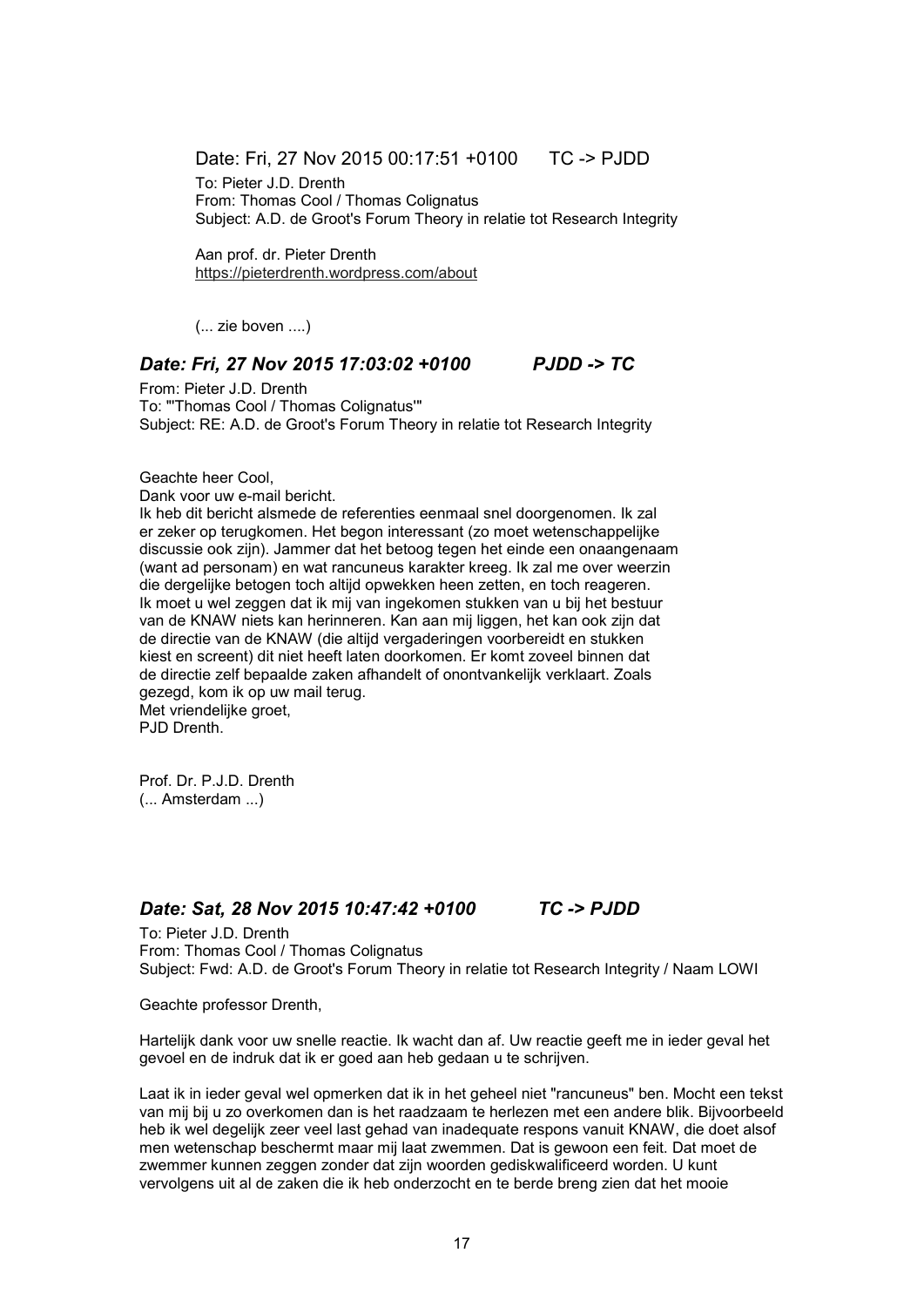Date: Fri, 27 Nov 2015 00:17:51 +0100 TC -> PJDD

To: Pieter J.D. Drenth
From: Thomas Cool / Thomas Colignatus
Subject: A.D. de Groot's Forum Theory in relatie tot Research Integrity

Aan prof. dr. Pieter Drenth
https://pieterdrenth.wordpress.com/about

(... zie boven ....)

### *Date: Fri, 27 Nov 2015 17:03:02 +0100 PJDD -> TC*

From: Pieter J.D. Drenth
To: "'Thomas Cool / Thomas Colignatus'"
Subject: RE: A.D. de Groot's Forum Theory in relatie tot Research Integrity

Geachte heer Cool,
Dank voor uw e-mail bericht.
Ik heb dit bericht alsmede de referenties eenmaal snel doorgenomen. Ik zal er zeker op terugkomen. Het begon interessant (zo moet wetenschappelijke discussie ook zijn). Jammer dat het betoog tegen het einde een onaangenaam (want ad personam) en wat rancuneus karakter kreeg. Ik zal me over weerzin die dergelijke betogen toch altijd opwekken heen zetten, en toch reageren. Ik moet u wel zeggen dat ik mij van ingekomen stukken van u bij het bestuur van de KNAW niets kan herinneren. Kan aan mij liggen, het kan ook zijn dat de directie van de KNAW (die altijd vergaderingen voorbereidt en stukken kiest en screent) dit niet heeft laten doorkomen. Er komt zoveel binnen dat de directie zelf bepaalde zaken afhandelt of onontvankelijk verklaart. Zoals gezegd, kom ik op uw mail terug.
Met vriendelijke groet,
PJD Drenth.

Prof. Dr. P.J.D. Drenth
(... Amsterdam ...)

### *Date: Sat, 28 Nov 2015 10:47:42 +0100 TC -> PJDD*

To: Pieter J.D. Drenth
From: Thomas Cool / Thomas Colignatus
Subject: Fwd: A.D. de Groot's Forum Theory in relatie tot Research Integrity / Naam LOWI

Geachte professor Drenth,

Hartelijk dank voor uw snelle reactie. Ik wacht dan af. Uw reactie geeft me in ieder geval het gevoel en de indruk dat ik er goed aan heb gedaan u te schrijven.

Laat ik in ieder geval wel opmerken dat ik in het geheel niet "rancuneus" ben. Mocht een tekst van mij bij u zo overkomen dan is het raadzaam te herlezen met een andere blik. Bijvoorbeeld heb ik wel degelijk zeer veel last gehad van inadequate respons vanuit KNAW, die doet alsof men wetenschap beschermt maar mij laat zwemmen. Dat is gewoon een feit. Dat moet de zwemmer kunnen zeggen zonder dat zijn woorden gediskwalificeerd worden. U kunt vervolgens uit al de zaken die ik heb onderzocht en te berde breng zien dat het mooie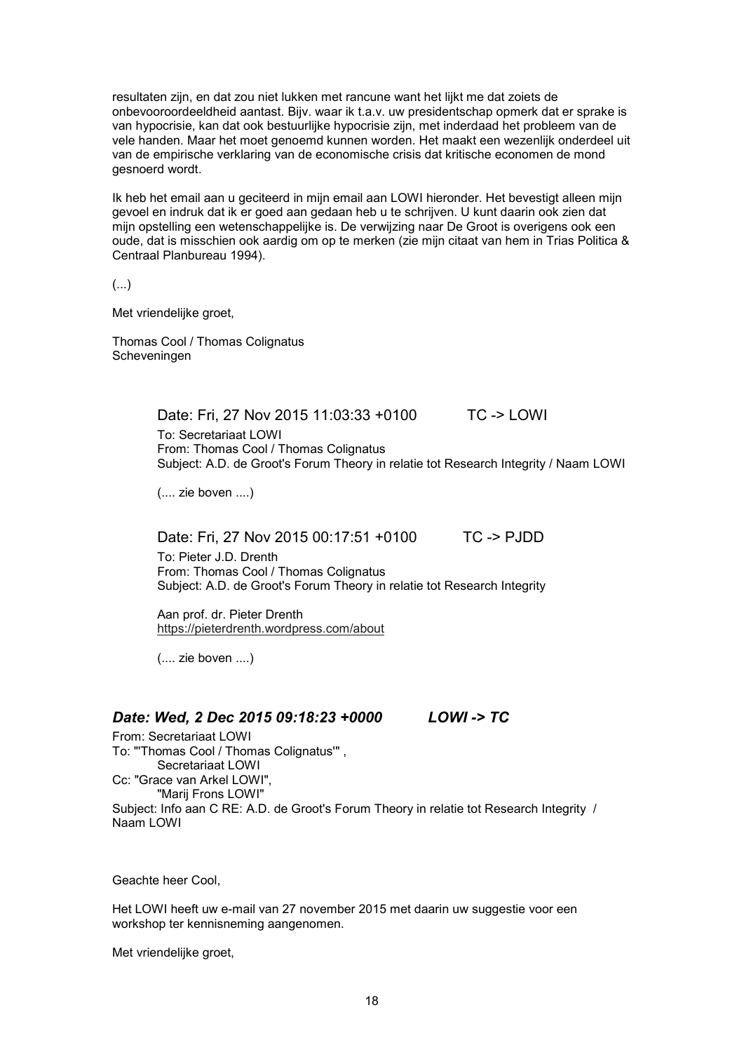resultaten zijn, en dat zou niet lukken met rancune want het lijkt me dat zoiets de onbevooroordeeldheid aantast. Bijv. waar ik t.a.v. uw presidentschap opmerk dat er sprake is van hypocrisie, kan dat ook bestuurlijke hypocrisie zijn, met inderdaad het probleem van de vele handen. Maar het moet genoemd kunnen worden. Het maakt een wezenlijk onderdeel uit van de empirische verklaring van de economische crisis dat kritische economen de mond gesnoerd wordt.

Ik heb het email aan u geciteerd in mijn email aan LOWI hieronder. Het bevestigt alleen mijn gevoel en indruk dat ik er goed aan gedaan heb u te schrijven. U kunt daarin ook zien dat mijn opstelling een wetenschappelijke is. De verwijzing naar De Groot is overigens ook een oude, dat is misschien ook aardig om op te merken (zie mijn citaat van hem in Trias Politica & Centraal Planbureau 1994).

(...)

Met vriendelijke groet,

Thomas Cool / Thomas Colignatus
Scheveningen

> Date: Fri, 27 Nov 2015 11:03:33 +0100 TC -> LOWI
>
> To: Secretariaat LOWI
> From: Thomas Cool / Thomas Colignatus
> Subject: A.D. de Groot's Forum Theory in relatie tot Research Integrity / Naam LOWI
>
> (.... zie boven ....)
>
> Date: Fri, 27 Nov 2015 00:17:51 +0100 TC -> PJDD
>
> To: Pieter J.D. Drenth
> From: Thomas Cool / Thomas Colignatus
> Subject: A.D. de Groot's Forum Theory in relatie tot Research Integrity
>
> Aan prof. dr. Pieter Drenth
> https://pieterdrenth.wordpress.com/about
>
> (.... zie boven ....)

### *Date: Wed, 2 Dec 2015 09:18:23 +0000 LOWI -> TC*

From: Secretariaat LOWI
To: "'Thomas Cool / Thomas Colignatus'" ,
Secretariaat LOWI
Cc: "Grace van Arkel LOWI",
"Marij Frons LOWI"
Subject: Info aan C RE: A.D. de Groot's Forum Theory in relatie tot Research Integrity / Naam LOWI

Geachte heer Cool,

Het LOWI heeft uw e-mail van 27 november 2015 met daarin uw suggestie voor een workshop ter kennisneming aangenomen.

Met vriendelijke groet,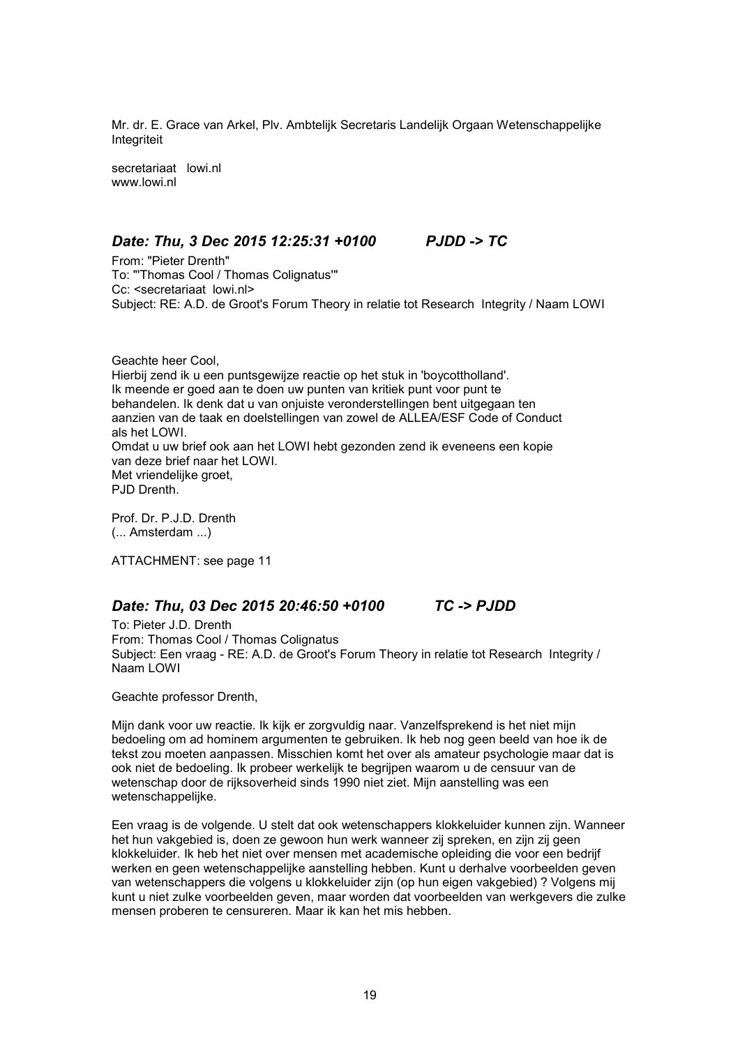Mr. dr. E. Grace van Arkel, Plv. Ambtelijk Secretaris Landelijk Orgaan Wetenschappelijke Integriteit

secretariaat lowi.nl
www.lowi.nl

### *Date: Thu, 3 Dec 2015 12:25:31 +0100 PJDD -> TC*

From: "Pieter Drenth"
To: "'Thomas Cool / Thomas Colignatus'"
Cc: <secretariaat lowi.nl>
Subject: RE: A.D. de Groot's Forum Theory in relatie tot Research Integrity / Naam LOWI

Geachte heer Cool,
Hierbij zend ik u een puntsgewijze reactie op het stuk in 'boycottholland'.
Ik meende er goed aan te doen uw punten van kritiek punt voor punt te behandelen. Ik denk dat u van onjuiste veronderstellingen bent uitgegaan ten aanzien van de taak en doelstellingen van zowel de ALLEA/ESF Code of Conduct als het LOWI.
Omdat u uw brief ook aan het LOWI hebt gezonden zend ik eveneens een kopie van deze brief naar het LOWI.
Met vriendelijke groet,
PJD Drenth.

Prof. Dr. P.J.D. Drenth
(... Amsterdam ...)

ATTACHMENT: see page 11

### *Date: Thu, 03 Dec 2015 20:46:50 +0100 TC -> PJDD*

To: Pieter J.D. Drenth
From: Thomas Cool / Thomas Colignatus
Subject: Een vraag - RE: A.D. de Groot's Forum Theory in relatie tot Research Integrity / Naam LOWI

Geachte professor Drenth,

Mijn dank voor uw reactie. Ik kijk er zorgvuldig naar. Vanzelfsprekend is het niet mijn bedoeling om ad hominem argumenten te gebruiken. Ik heb nog geen beeld van hoe ik de tekst zou moeten aanpassen. Misschien komt het over als amateur psychologie maar dat is ook niet de bedoeling. Ik probeer werkelijk te begrijpen waarom u de censuur van de wetenschap door de rijksoverheid sinds 1990 niet ziet. Mijn aanstelling was een wetenschappelijke.

Een vraag is de volgende. U stelt dat ook wetenschappers klokkeluider kunnen zijn. Wanneer het hun vakgebied is, doen ze gewoon hun werk wanneer zij spreken, en zijn zij geen klokkeluider. Ik heb het niet over mensen met academische opleiding die voor een bedrijf werken en geen wetenschappelijke aanstelling hebben. Kunt u derhalve voorbeelden geven van wetenschappers die volgens u klokkeluider zijn (op hun eigen vakgebied) ? Volgens mij kunt u niet zulke voorbeelden geven, maar worden dat voorbeelden van werkgevers die zulke mensen proberen te censureren. Maar ik kan het mis hebben.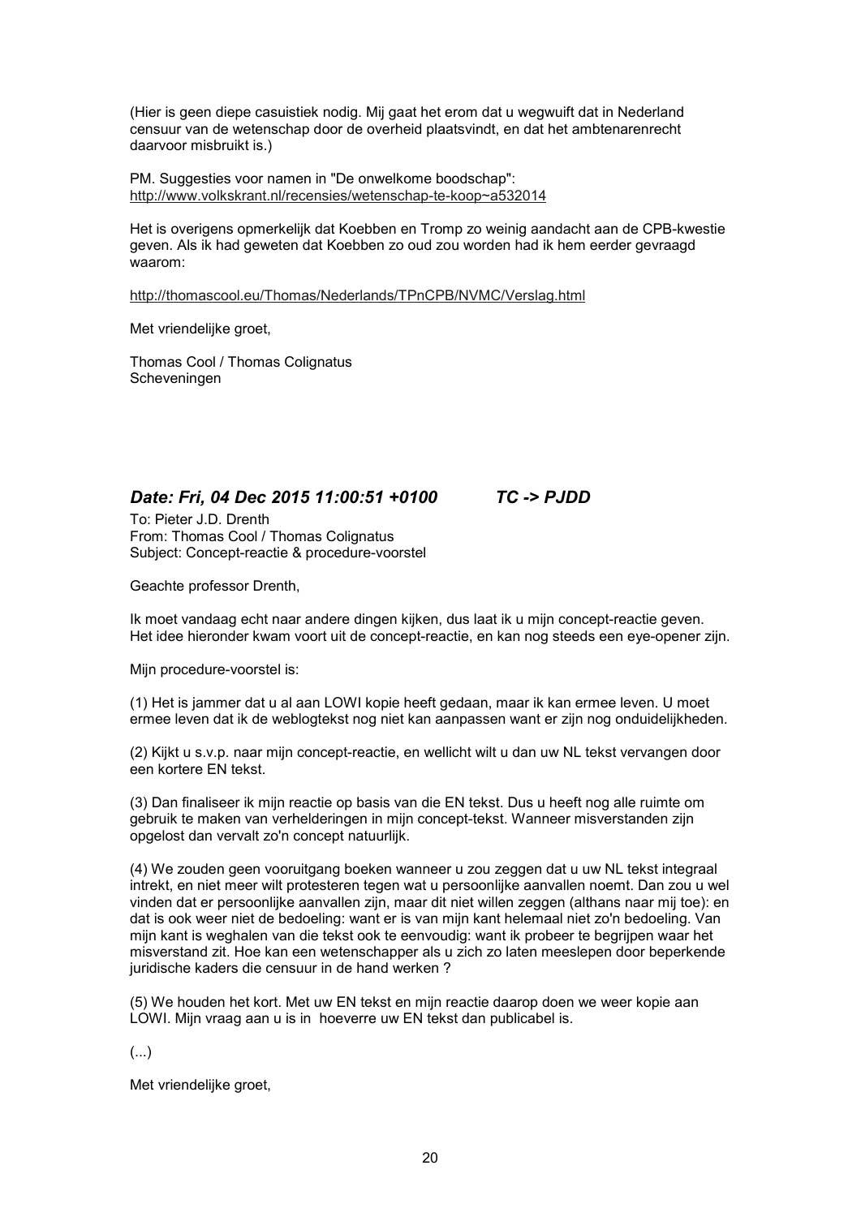(Hier is geen diepe casuistiek nodig. Mij gaat het erom dat u wegwuift dat in Nederland censuur van de wetenschap door de overheid plaatsvindt, en dat het ambtenarenrecht daarvoor misbruikt is.)

PM. Suggesties voor namen in "De onwelkome boodschap": http://www.volkskrant.nl/recensies/wetenschap-te-koop~a532014

Het is overigens opmerkelijk dat Koebben en Tromp zo weinig aandacht aan de CPB-kwestie geven. Als ik had geweten dat Koebben zo oud zou worden had ik hem eerder gevraagd waarom:

http://thomascool.eu/Thomas/Nederlands/TPnCPB/NVMC/Verslag.html

Met vriendelijke groet,

Thomas Cool / Thomas Colignatus
Scheveningen

## *Date: Fri, 04 Dec 2015 11:00:51 +0100          TC -> PJDD*

To: Pieter J.D. Drenth
From: Thomas Cool / Thomas Colignatus
Subject: Concept-reactie & procedure-voorstel

Geachte professor Drenth,

Ik moet vandaag echt naar andere dingen kijken, dus laat ik u mijn concept-reactie geven. Het idee hieronder kwam voort uit de concept-reactie, en kan nog steeds een eye-opener zijn.

Mijn procedure-voorstel is:

(1) Het is jammer dat u al aan LOWI kopie heeft gedaan, maar ik kan ermee leven. U moet ermee leven dat ik de weblogtekst nog niet kan aanpassen want er zijn nog onduidelijkheden.

(2) Kijkt u s.v.p. naar mijn concept-reactie, en wellicht wilt u dan uw NL tekst vervangen door een kortere EN tekst.

(3) Dan finaliseer ik mijn reactie op basis van die EN tekst. Dus u heeft nog alle ruimte om gebruik te maken van verhelderingen in mijn concept-tekst. Wanneer misverstanden zijn opgelost dan vervalt zo'n concept natuurlijk.

(4) We zouden geen vooruitgang boeken wanneer u zou zeggen dat u uw NL tekst integraal intrekt, en niet meer wilt protesteren tegen wat u persoonlijke aanvallen noemt. Dan zou u wel vinden dat er persoonlijke aanvallen zijn, maar dit niet willen zeggen (althans naar mij toe): en dat is ook weer niet de bedoeling: want er is van mijn kant helemaal niet zo'n bedoeling. Van mijn kant is weghalen van die tekst ook te eenvoudig: want ik probeer te begrijpen waar het misverstand zit. Hoe kan een wetenschapper als u zich zo laten meeslepen door beperkende juridische kaders die censuur in de hand werken ?

(5) We houden het kort. Met uw EN tekst en mijn reactie daarop doen we weer kopie aan LOWI. Mijn vraag aan u is in hoeverre uw EN tekst dan publicabel is.

(...)

Met vriendelijke groet,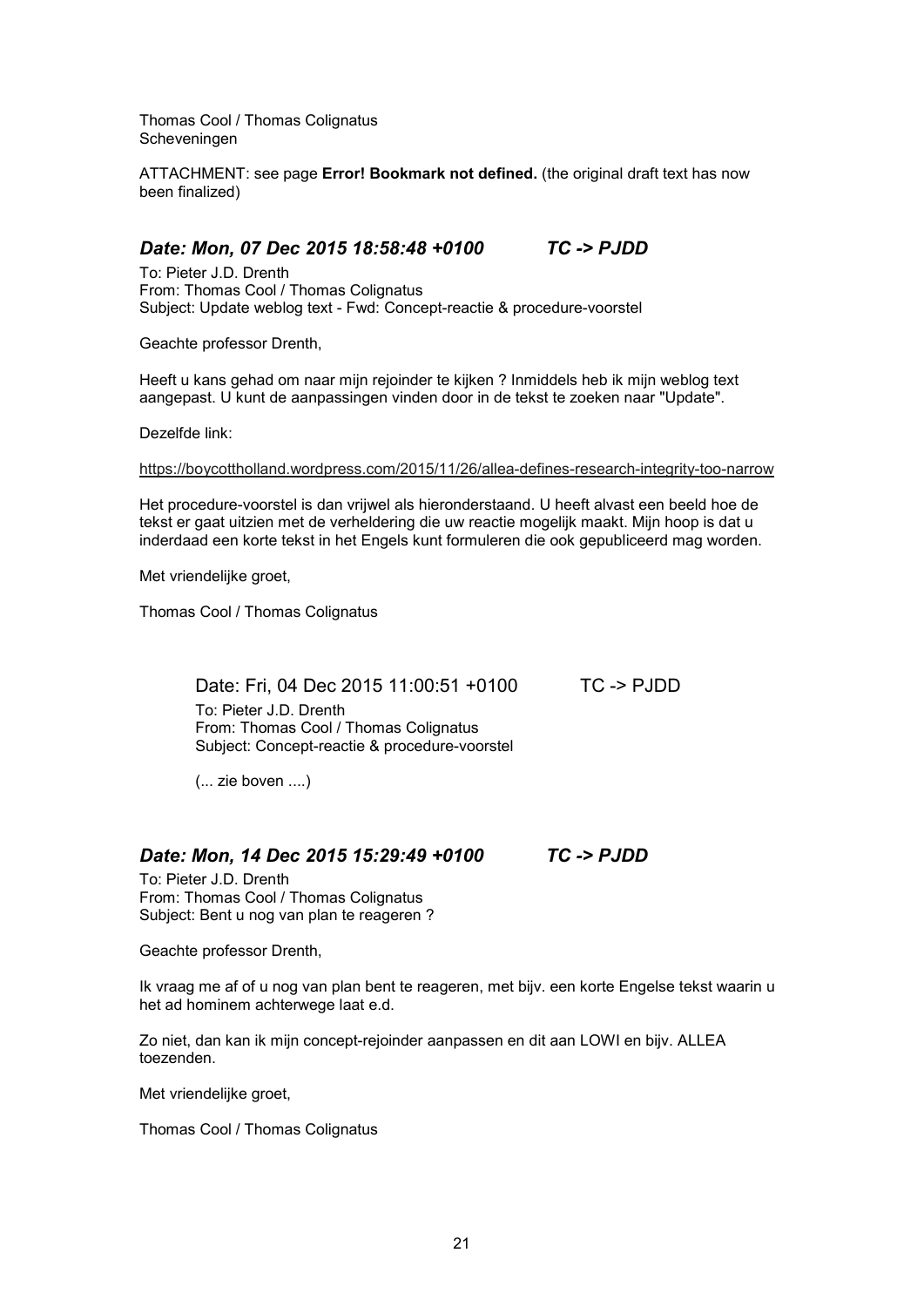Thomas Cool / Thomas Colignatus
Scheveningen

ATTACHMENT: see page **Error! Bookmark not defined.** (the original draft text has now been finalized)

### *Date: Mon, 07 Dec 2015 18:58:48 +0100 TC -> PJDD*

To: Pieter J.D. Drenth
From: Thomas Cool / Thomas Colignatus
Subject: Update weblog text - Fwd: Concept-reactie & procedure-voorstel

Geachte professor Drenth,

Heeft u kans gehad om naar mijn rejoinder te kijken ? Inmiddels heb ik mijn weblog text aangepast. U kunt de aanpassingen vinden door in de tekst te zoeken naar "Update".

Dezelfde link:

https://boycottholland.wordpress.com/2015/11/26/allea-defines-research-integrity-too-narrow

Het procedure-voorstel is dan vrijwel als hieronderstaand. U heeft alvast een beeld hoe de tekst er gaat uitzien met de verheldering die uw reactie mogelijk maakt. Mijn hoop is dat u inderdaad een korte tekst in het Engels kunt formuleren die ook gepubliceerd mag worden.

Met vriendelijke groet,

Thomas Cool / Thomas Colignatus

> Date: Fri, 04 Dec 2015 11:00:51 +0100 TC -> PJDD
>
> To: Pieter J.D. Drenth
> From: Thomas Cool / Thomas Colignatus
> Subject: Concept-reactie & procedure-voorstel
>
> (... zie boven ....)

### *Date: Mon, 14 Dec 2015 15:29:49 +0100 TC -> PJDD*

To: Pieter J.D. Drenth
From: Thomas Cool / Thomas Colignatus
Subject: Bent u nog van plan te reageren ?

Geachte professor Drenth,

Ik vraag me af of u nog van plan bent te reageren, met bijv. een korte Engelse tekst waarin u het ad hominem achterwege laat e.d.

Zo niet, dan kan ik mijn concept-rejoinder aanpassen en dit aan LOWI en bijv. ALLEA toezenden.

Met vriendelijke groet,

Thomas Cool / Thomas Colignatus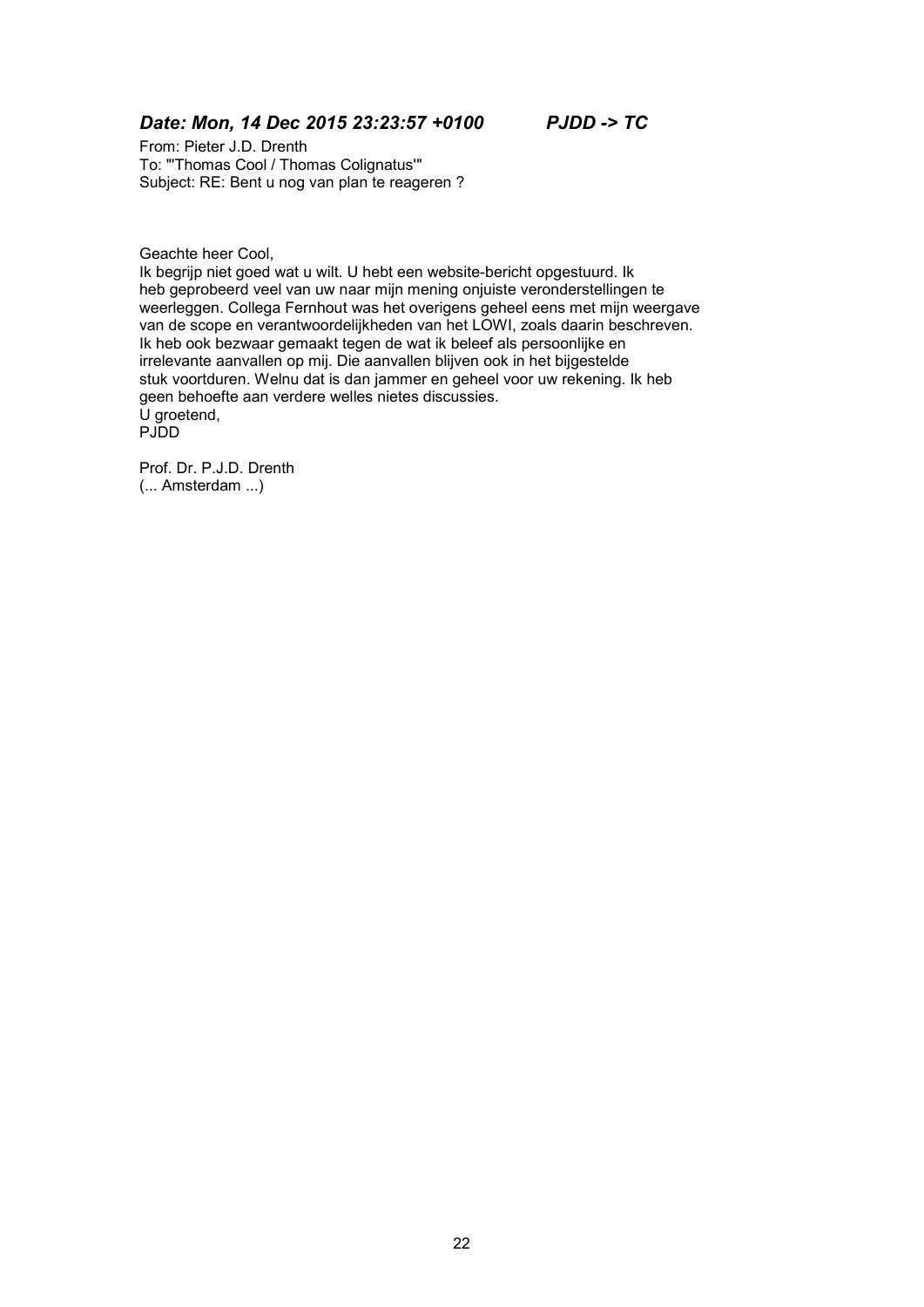### *Date: Mon, 14 Dec 2015 23:23:57 +0100 PJDD -> TC*

From: Pieter J.D. Drenth
To: "'Thomas Cool / Thomas Colignatus'"
Subject: RE: Bent u nog van plan te reageren ?

Geachte heer Cool,
Ik begrijp niet goed wat u wilt. U hebt een website-bericht opgestuurd. Ik heb geprobeerd veel van uw naar mijn mening onjuiste veronderstellingen te weerleggen. Collega Fernhout was het overigens geheel eens met mijn weergave van de scope en verantwoordelijkheden van het LOWI, zoals daarin beschreven. Ik heb ook bezwaar gemaakt tegen de wat ik beleef als persoonlijke en irrelevante aanvallen op mij. Die aanvallen blijven ook in het bijgestelde stuk voortduren. Welnu dat is dan jammer en geheel voor uw rekening. Ik heb geen behoefte aan verdere welles nietes discussies.
U groetend,
PJDD

Prof. Dr. P.J.D. Drenth
(... Amsterdam ...)